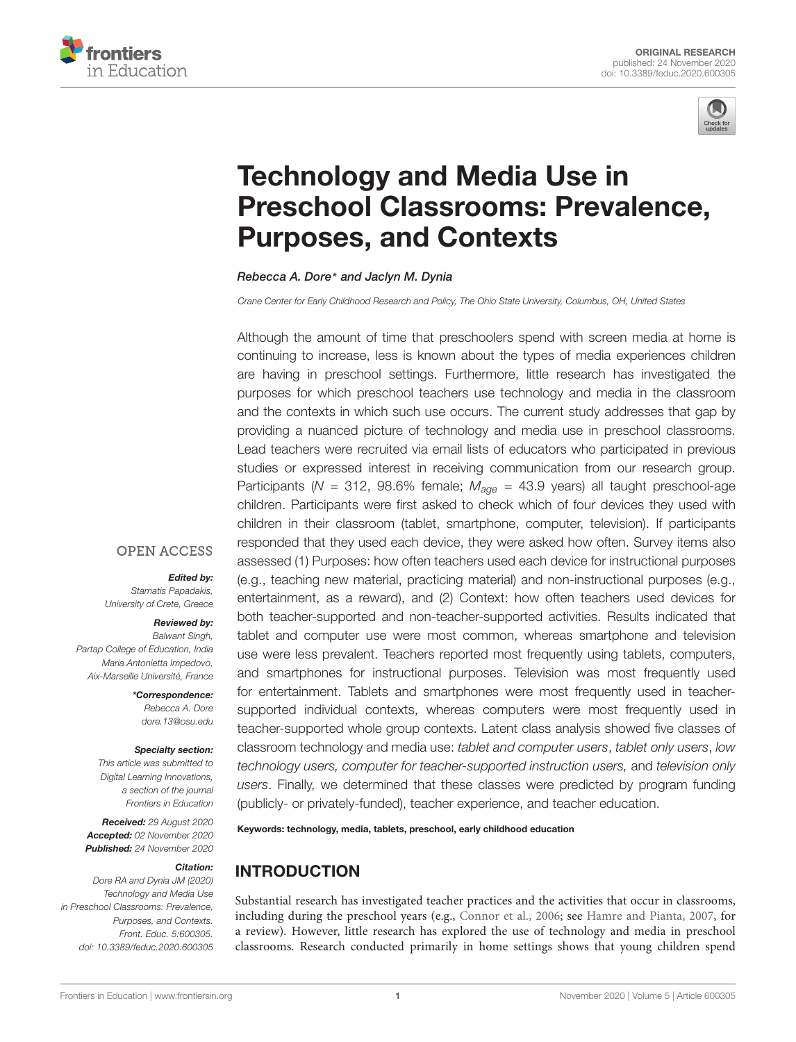ORIGINAL RESEARCH
published: 24 November 2020
doi: 10.3389/feduc.2020.600305

# Technology and Media Use in Preschool Classrooms: Prevalence, Purposes, and Contexts

*Rebecca A. Dore\* and Jaclyn M. Dynia*

*Crane Center for Early Childhood Research and Policy, The Ohio State University, Columbus, OH, United States*

Although the amount of time that preschoolers spend with screen media at home is continuing to increase, less is known about the types of media experiences children are having in preschool settings. Furthermore, little research has investigated the purposes for which preschool teachers use technology and media in the classroom and the contexts in which such use occurs. The current study addresses that gap by providing a nuanced picture of technology and media use in preschool classrooms. Lead teachers were recruited via email lists of educators who participated in previous studies or expressed interest in receiving communication from our research group. Participants ($N$ = 312, 98.6% female; $M_{age}$ = 43.9 years) all taught preschool-age children. Participants were first asked to check which of four devices they used with children in their classroom (tablet, smartphone, computer, television). If participants responded that they used each device, they were asked how often. Survey items also assessed (1) Purposes: how often teachers used each device for instructional purposes (e.g., teaching new material, practicing material) and non-instructional purposes (e.g., entertainment, as a reward), and (2) Context: how often teachers used devices for both teacher-supported and non-teacher-supported activities. Results indicated that tablet and computer use were most common, whereas smartphone and television use were less prevalent. Teachers reported most frequently using tablets, computers, and smartphones for instructional purposes. Television was most frequently used for entertainment. Tablets and smartphones were most frequently used in teacher-supported individual contexts, whereas computers were most frequently used in teacher-supported whole group contexts. Latent class analysis showed five classes of classroom technology and media use: *tablet and computer users*, *tablet only users*, *low technology users, computer for teacher-supported instruction users,* and *television only users*. Finally, we determined that these classes were predicted by program funding (publicly- or privately-funded), teacher experience, and teacher education.

**Keywords: technology, media, tablets, preschool, early childhood education**

OPEN ACCESS

***Edited by:***
*Stamatis Papadakis,*
*University of Crete, Greece*

***Reviewed by:***
*Balwant Singh,*
*Partap College of Education, India*
*Maria Antonietta Impedovo,*
*Aix-Marseille Université, France*

***\*Correspondence:***
*Rebecca A. Dore*
*dore.13@osu.edu*

***Specialty section:***
*This article was submitted to Digital Learning Innovations, a section of the journal Frontiers in Education*

***Received:*** *29 August 2020*
***Accepted:*** *02 November 2020*
***Published:*** *24 November 2020*

***Citation:***
*Dore RA and Dynia JM (2020) Technology and Media Use in Preschool Classrooms: Prevalence, Purposes, and Contexts. Front. Educ. 5:600305. doi: 10.3389/feduc.2020.600305*

## INTRODUCTION

Substantial research has investigated teacher practices and the activities that occur in classrooms, including during the preschool years (e.g., Connor et al., 2006; see Hamre and Pianta, 2007, for a review). However, little research has explored the use of technology and media in preschool classrooms. Research conducted primarily in home settings shows that young children spend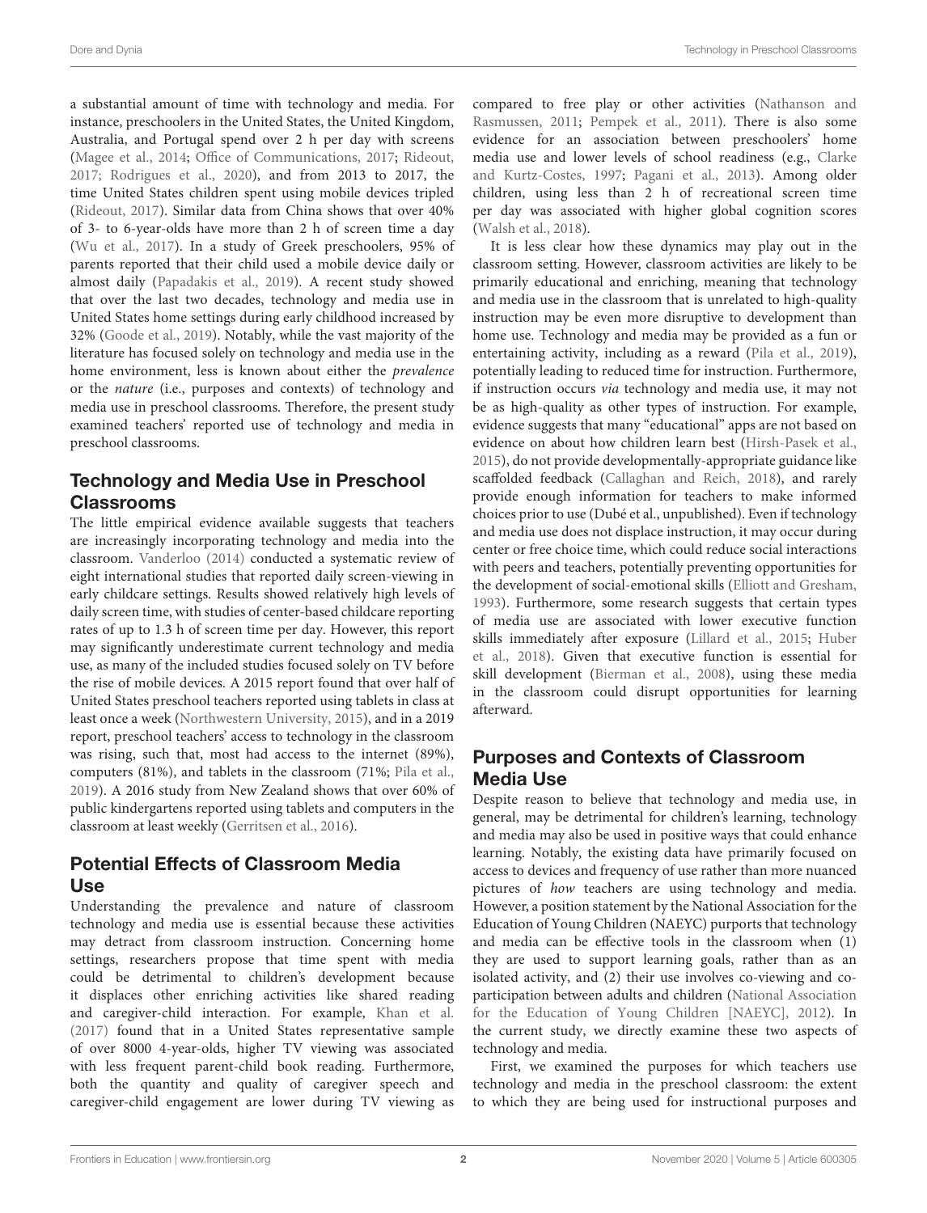a substantial amount of time with technology and media. For instance, preschoolers in the United States, the United Kingdom, Australia, and Portugal spend over 2 h per day with screens (Magee et al., 2014; Office of Communications, 2017; Rideout, 2017; Rodrigues et al., 2020), and from 2013 to 2017, the time United States children spent using mobile devices tripled (Rideout, 2017). Similar data from China shows that over 40% of 3- to 6-year-olds have more than 2 h of screen time a day (Wu et al., 2017). In a study of Greek preschoolers, 95% of parents reported that their child used a mobile device daily or almost daily (Papadakis et al., 2019). A recent study showed that over the last two decades, technology and media use in United States home settings during early childhood increased by 32% (Goode et al., 2019). Notably, while the vast majority of the literature has focused solely on technology and media use in the home environment, less is known about either the *prevalence* or the *nature* (i.e., purposes and contexts) of technology and media use in preschool classrooms. Therefore, the present study examined teachers' reported use of technology and media in preschool classrooms.

## Technology and Media Use in Preschool Classrooms

The little empirical evidence available suggests that teachers are increasingly incorporating technology and media into the classroom. Vanderloo (2014) conducted a systematic review of eight international studies that reported daily screen-viewing in early childcare settings. Results showed relatively high levels of daily screen time, with studies of center-based childcare reporting rates of up to 1.3 h of screen time per day. However, this report may significantly underestimate current technology and media use, as many of the included studies focused solely on TV before the rise of mobile devices. A 2015 report found that over half of United States preschool teachers reported using tablets in class at least once a week (Northwestern University, 2015), and in a 2019 report, preschool teachers' access to technology in the classroom was rising, such that, most had access to the internet (89%), computers (81%), and tablets in the classroom (71%; Pila et al., 2019). A 2016 study from New Zealand shows that over 60% of public kindergartens reported using tablets and computers in the classroom at least weekly (Gerritsen et al., 2016).

## Potential Effects of Classroom Media Use

Understanding the prevalence and nature of classroom technology and media use is essential because these activities may detract from classroom instruction. Concerning home settings, researchers propose that time spent with media could be detrimental to children's development because it displaces other enriching activities like shared reading and caregiver-child interaction. For example, Khan et al. (2017) found that in a United States representative sample of over 8000 4-year-olds, higher TV viewing was associated with less frequent parent-child book reading. Furthermore, both the quantity and quality of caregiver speech and caregiver-child engagement are lower during TV viewing as compared to free play or other activities (Nathanson and Rasmussen, 2011; Pempek et al., 2011). There is also some evidence for an association between preschoolers' home media use and lower levels of school readiness (e.g., Clarke and Kurtz-Costes, 1997; Pagani et al., 2013). Among older children, using less than 2 h of recreational screen time per day was associated with higher global cognition scores (Walsh et al., 2018).

It is less clear how these dynamics may play out in the classroom setting. However, classroom activities are likely to be primarily educational and enriching, meaning that technology and media use in the classroom that is unrelated to high-quality instruction may be even more disruptive to development than home use. Technology and media may be provided as a fun or entertaining activity, including as a reward (Pila et al., 2019), potentially leading to reduced time for instruction. Furthermore, if instruction occurs *via* technology and media use, it may not be as high-quality as other types of instruction. For example, evidence suggests that many "educational" apps are not based on evidence on about how children learn best (Hirsh-Pasek et al., 2015), do not provide developmentally-appropriate guidance like scaffolded feedback (Callaghan and Reich, 2018), and rarely provide enough information for teachers to make informed choices prior to use (Dubé et al., unpublished). Even if technology and media use does not displace instruction, it may occur during center or free choice time, which could reduce social interactions with peers and teachers, potentially preventing opportunities for the development of social-emotional skills (Elliott and Gresham, 1993). Furthermore, some research suggests that certain types of media use are associated with lower executive function skills immediately after exposure (Lillard et al., 2015; Huber et al., 2018). Given that executive function is essential for skill development (Bierman et al., 2008), using these media in the classroom could disrupt opportunities for learning afterward.

## Purposes and Contexts of Classroom Media Use

Despite reason to believe that technology and media use, in general, may be detrimental for children's learning, technology and media may also be used in positive ways that could enhance learning. Notably, the existing data have primarily focused on access to devices and frequency of use rather than more nuanced pictures of *how* teachers are using technology and media. However, a position statement by the National Association for the Education of Young Children (NAEYC) purports that technology and media can be effective tools in the classroom when (1) they are used to support learning goals, rather than as an isolated activity, and (2) their use involves co-viewing and co-participation between adults and children (National Association for the Education of Young Children [NAEYC], 2012). In the current study, we directly examine these two aspects of technology and media.

First, we examined the purposes for which teachers use technology and media in the preschool classroom: the extent to which they are being used for instructional purposes and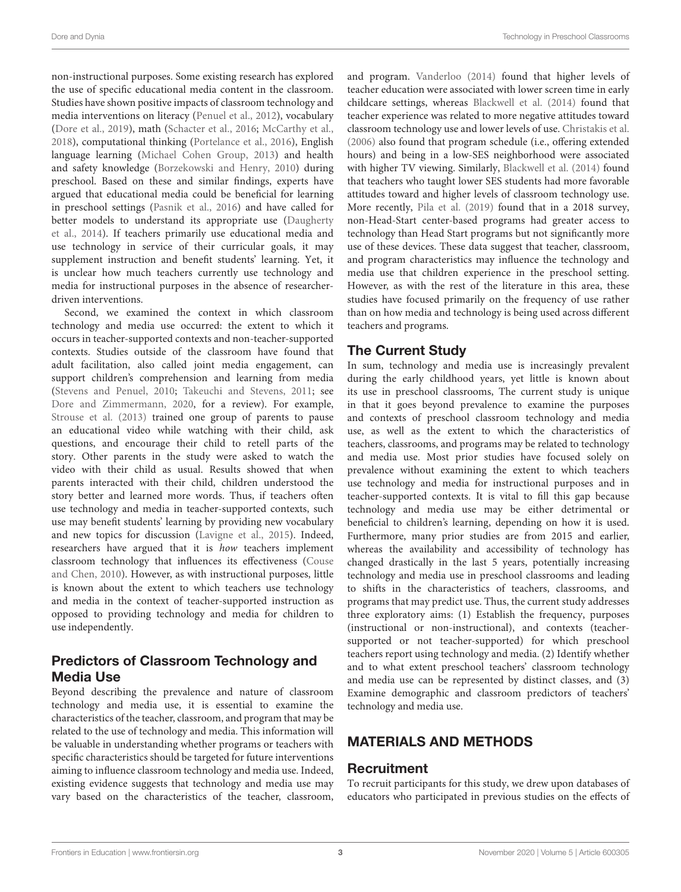non-instructional purposes. Some existing research has explored the use of specific educational media content in the classroom. Studies have shown positive impacts of classroom technology and media interventions on literacy (Penuel et al., 2012), vocabulary (Dore et al., 2019), math (Schacter et al., 2016; McCarthy et al., 2018), computational thinking (Portelance et al., 2016), English language learning (Michael Cohen Group, 2013) and health and safety knowledge (Borzekowski and Henry, 2010) during preschool. Based on these and similar findings, experts have argued that educational media could be beneficial for learning in preschool settings (Pasnik et al., 2016) and have called for better models to understand its appropriate use (Daugherty et al., 2014). If teachers primarily use educational media and use technology in service of their curricular goals, it may supplement instruction and benefit students' learning. Yet, it is unclear how much teachers currently use technology and media for instructional purposes in the absence of researcher-driven interventions.

Second, we examined the context in which classroom technology and media use occurred: the extent to which it occurs in teacher-supported contexts and non-teacher-supported contexts. Studies outside of the classroom have found that adult facilitation, also called joint media engagement, can support children's comprehension and learning from media (Stevens and Penuel, 2010; Takeuchi and Stevens, 2011; see Dore and Zimmermann, 2020, for a review). For example, Strouse et al. (2013) trained one group of parents to pause an educational video while watching with their child, ask questions, and encourage their child to retell parts of the story. Other parents in the study were asked to watch the video with their child as usual. Results showed that when parents interacted with their child, children understood the story better and learned more words. Thus, if teachers often use technology and media in teacher-supported contexts, such use may benefit students' learning by providing new vocabulary and new topics for discussion (Lavigne et al., 2015). Indeed, researchers have argued that it is *how* teachers implement classroom technology that influences its effectiveness (Couse and Chen, 2010). However, as with instructional purposes, little is known about the extent to which teachers use technology and media in the context of teacher-supported instruction as opposed to providing technology and media for children to use independently.

## Predictors of Classroom Technology and Media Use

Beyond describing the prevalence and nature of classroom technology and media use, it is essential to examine the characteristics of the teacher, classroom, and program that may be related to the use of technology and media. This information will be valuable in understanding whether programs or teachers with specific characteristics should be targeted for future interventions aiming to influence classroom technology and media use. Indeed, existing evidence suggests that technology and media use may vary based on the characteristics of the teacher, classroom, and program. Vanderloo (2014) found that higher levels of teacher education were associated with lower screen time in early childcare settings, whereas Blackwell et al. (2014) found that teacher experience was related to more negative attitudes toward classroom technology use and lower levels of use. Christakis et al. (2006) also found that program schedule (i.e., offering extended hours) and being in a low-SES neighborhood were associated with higher TV viewing. Similarly, Blackwell et al. (2014) found that teachers who taught lower SES students had more favorable attitudes toward and higher levels of classroom technology use. More recently, Pila et al. (2019) found that in a 2018 survey, non-Head-Start center-based programs had greater access to technology than Head Start programs but not significantly more use of these devices. These data suggest that teacher, classroom, and program characteristics may influence the technology and media use that children experience in the preschool setting. However, as with the rest of the literature in this area, these studies have focused primarily on the frequency of use rather than on how media and technology is being used across different teachers and programs.

## The Current Study

In sum, technology and media use is increasingly prevalent during the early childhood years, yet little is known about its use in preschool classrooms, The current study is unique in that it goes beyond prevalence to examine the purposes and contexts of preschool classroom technology and media use, as well as the extent to which the characteristics of teachers, classrooms, and programs may be related to technology and media use. Most prior studies have focused solely on prevalence without examining the extent to which teachers use technology and media for instructional purposes and in teacher-supported contexts. It is vital to fill this gap because technology and media use may be either detrimental or beneficial to children's learning, depending on how it is used. Furthermore, many prior studies are from 2015 and earlier, whereas the availability and accessibility of technology has changed drastically in the last 5 years, potentially increasing technology and media use in preschool classrooms and leading to shifts in the characteristics of teachers, classrooms, and programs that may predict use. Thus, the current study addresses three exploratory aims: (1) Establish the frequency, purposes (instructional or non-instructional), and contexts (teacher-supported or not teacher-supported) for which preschool teachers report using technology and media. (2) Identify whether and to what extent preschool teachers' classroom technology and media use can be represented by distinct classes, and (3) Examine demographic and classroom predictors of teachers' technology and media use.

# MATERIALS AND METHODS

## Recruitment

To recruit participants for this study, we drew upon databases of educators who participated in previous studies on the effects of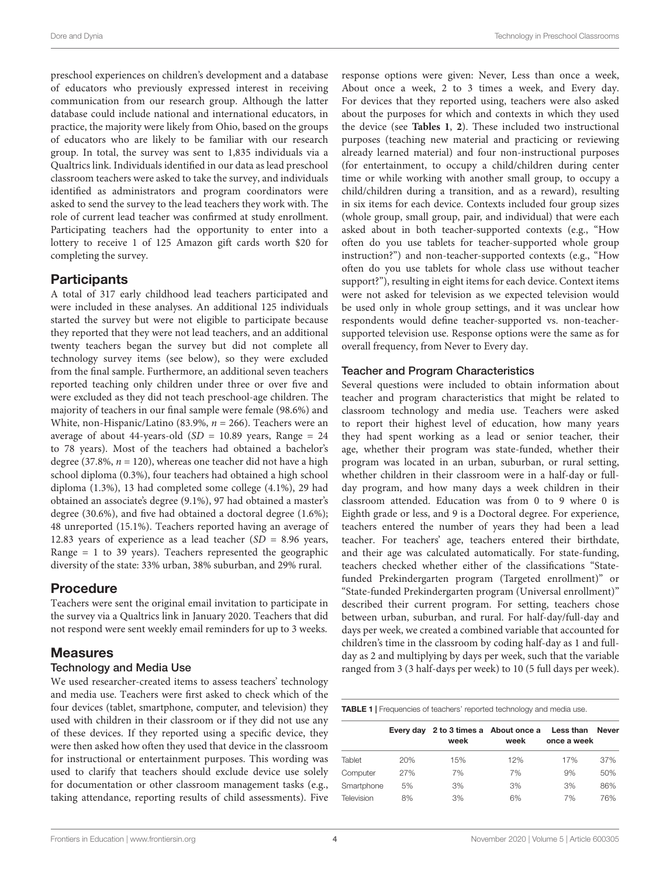preschool experiences on children's development and a database of educators who previously expressed interest in receiving communication from our research group. Although the latter database could include national and international educators, in practice, the majority were likely from Ohio, based on the groups of educators who are likely to be familiar with our research group. In total, the survey was sent to 1,835 individuals via a Qualtrics link. Individuals identified in our data as lead preschool classroom teachers were asked to take the survey, and individuals identified as administrators and program coordinators were asked to send the survey to the lead teachers they work with. The role of current lead teacher was confirmed at study enrollment. Participating teachers had the opportunity to enter into a lottery to receive 1 of 125 Amazon gift cards worth $20 for completing the survey.

## Participants

A total of 317 early childhood lead teachers participated and were included in these analyses. An additional 125 individuals started the survey but were not eligible to participate because they reported that they were not lead teachers, and an additional twenty teachers began the survey but did not complete all technology survey items (see below), so they were excluded from the final sample. Furthermore, an additional seven teachers reported teaching only children under three or over five and were excluded as they did not teach preschool-age children. The majority of teachers in our final sample were female (98.6%) and White, non-Hispanic/Latino (83.9%, $n = 266$). Teachers were an average of about 44-years-old ($SD = 10.89$ years, Range = 24 to 78 years). Most of the teachers had obtained a bachelor's degree (37.8%, $n = 120$), whereas one teacher did not have a high school diploma (0.3%), four teachers had obtained a high school diploma (1.3%), 13 had completed some college (4.1%), 29 had obtained an associate's degree (9.1%), 97 had obtained a master's degree (30.6%), and five had obtained a doctoral degree (1.6%); 48 unreported (15.1%). Teachers reported having an average of 12.83 years of experience as a lead teacher ($SD = 8.96$ years, Range = 1 to 39 years). Teachers represented the geographic diversity of the state: 33% urban, 38% suburban, and 29% rural.

## Procedure

Teachers were sent the original email invitation to participate in the survey via a Qualtrics link in January 2020. Teachers that did not respond were sent weekly email reminders for up to 3 weeks.

## Measures

### Technology and Media Use

We used researcher-created items to assess teachers' technology and media use. Teachers were first asked to check which of the four devices (tablet, smartphone, computer, and television) they used with children in their classroom or if they did not use any of these devices. If they reported using a specific device, they were then asked how often they used that device in the classroom for instructional or entertainment purposes. This wording was used to clarify that teachers should exclude device use solely for documentation or other classroom management tasks (e.g., taking attendance, reporting results of child assessments). Five response options were given: Never, Less than once a week, About once a week, 2 to 3 times a week, and Every day. For devices that they reported using, teachers were also asked about the purposes for which and contexts in which they used the device (see **Tables 1**, **2**). These included two instructional purposes (teaching new material and practicing or reviewing already learned material) and four non-instructional purposes (for entertainment, to occupy a child/children during center time or while working with another small group, to occupy a child/children during a transition, and as a reward), resulting in six items for each device. Contexts included four group sizes (whole group, small group, pair, and individual) that were each asked about in both teacher-supported contexts (e.g., "How often do you use tablets for teacher-supported whole group instruction?") and non-teacher-supported contexts (e.g., "How often do you use tablets for whole class use without teacher support?"), resulting in eight items for each device. Context items were not asked for television as we expected television would be used only in whole group settings, and it was unclear how respondents would define teacher-supported vs. non-teacher-supported television use. Response options were the same as for overall frequency, from Never to Every day.

### Teacher and Program Characteristics

Several questions were included to obtain information about teacher and program characteristics that might be related to classroom technology and media use. Teachers were asked to report their highest level of education, how many years they had spent working as a lead or senior teacher, their age, whether their program was state-funded, whether their program was located in an urban, suburban, or rural setting, whether children in their classroom were in a half-day or full-day program, and how many days a week children in their classroom attended. Education was from 0 to 9 where 0 is Eighth grade or less, and 9 is a Doctoral degree. For experience, teachers entered the number of years they had been a lead teacher. For teachers' age, teachers entered their birthdate, and their age was calculated automatically. For state-funding, teachers checked whether either of the classifications "State-funded Prekindergarten program (Targeted enrollment)" or "State-funded Prekindergarten program (Universal enrollment)" described their current program. For setting, teachers chose between urban, suburban, and rural. For half-day/full-day and days per week, we created a combined variable that accounted for children's time in the classroom by coding half-day as 1 and full-day as 2 and multiplying by days per week, such that the variable ranged from 3 (3 half-days per week) to 10 (5 full days per week).

**TABLE 1** | Frequencies of teachers' reported technology and media use.

| | Every day | 2 to 3 times a week | About once a week | Less than once a week | Never |
|---|---|---|---|---|---|
| Tablet | 20% | 15% | 12% | 17% | 37% |
| Computer | 27% | 7% | 7% | 9% | 50% |
| Smartphone | 5% | 3% | 3% | 3% | 86% |
| Television | 8% | 3% | 6% | 7% | 76% |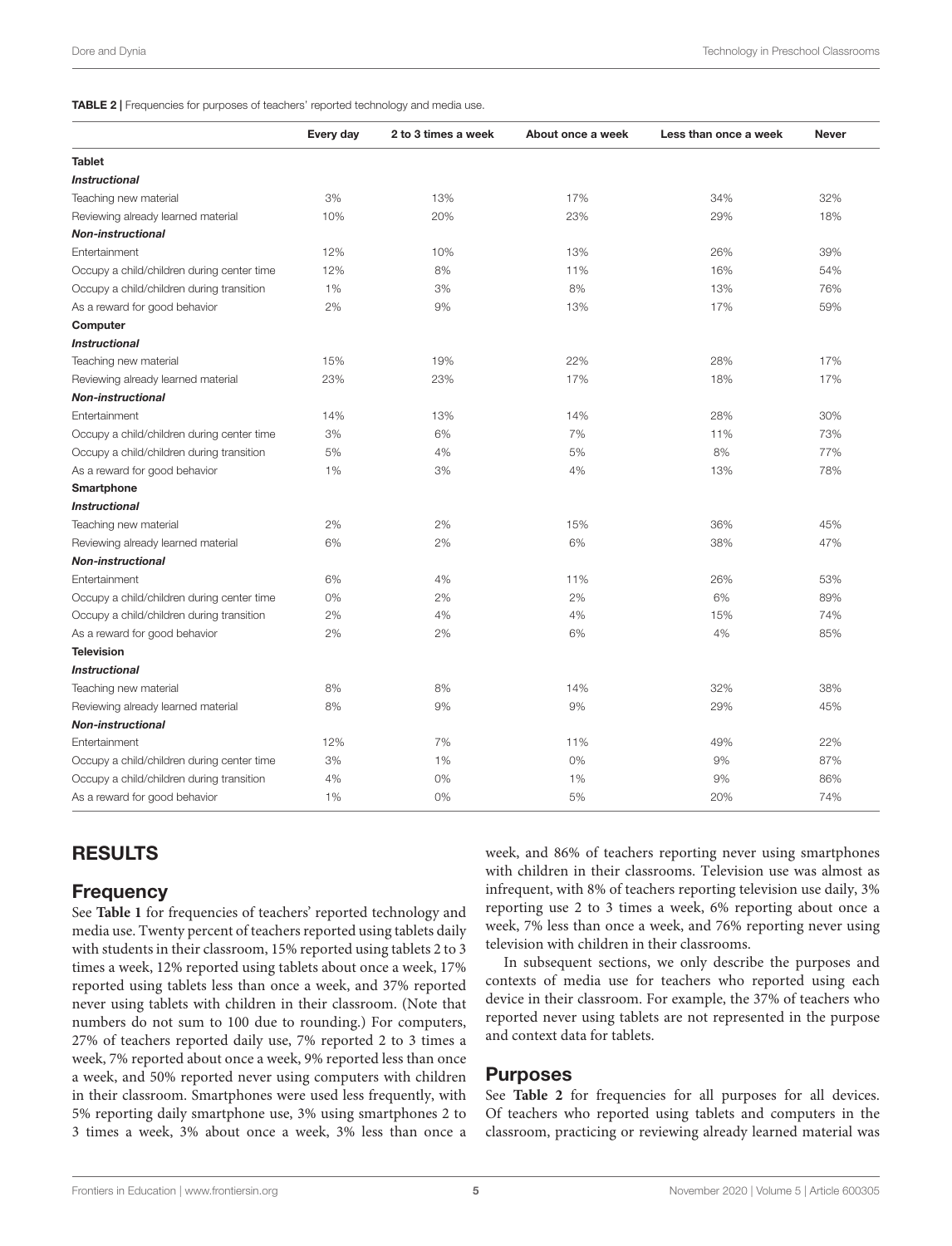**TABLE 2 |** Frequencies for purposes of teachers' reported technology and media use.

| | Every day | 2 to 3 times a week | About once a week | Less than once a week | Never |
|---|---|---|---|---|---|
| **Tablet** | | | | | |
| ***Instructional*** | | | | | |
| Teaching new material | 3% | 13% | 17% | 34% | 32% |
| Reviewing already learned material | 10% | 20% | 23% | 29% | 18% |
| ***Non-instructional*** | | | | | |
| Entertainment | 12% | 10% | 13% | 26% | 39% |
| Occupy a child/children during center time | 12% | 8% | 11% | 16% | 54% |
| Occupy a child/children during transition | 1% | 3% | 8% | 13% | 76% |
| As a reward for good behavior | 2% | 9% | 13% | 17% | 59% |
| **Computer** | | | | | |
| ***Instructional*** | | | | | |
| Teaching new material | 15% | 19% | 22% | 28% | 17% |
| Reviewing already learned material | 23% | 23% | 17% | 18% | 17% |
| ***Non-instructional*** | | | | | |
| Entertainment | 14% | 13% | 14% | 28% | 30% |
| Occupy a child/children during center time | 3% | 6% | 7% | 11% | 73% |
| Occupy a child/children during transition | 5% | 4% | 5% | 8% | 77% |
| As a reward for good behavior | 1% | 3% | 4% | 13% | 78% |
| **Smartphone** | | | | | |
| ***Instructional*** | | | | | |
| Teaching new material | 2% | 2% | 15% | 36% | 45% |
| Reviewing already learned material | 6% | 2% | 6% | 38% | 47% |
| ***Non-instructional*** | | | | | |
| Entertainment | 6% | 4% | 11% | 26% | 53% |
| Occupy a child/children during center time | 0% | 2% | 2% | 6% | 89% |
| Occupy a child/children during transition | 2% | 4% | 4% | 15% | 74% |
| As a reward for good behavior | 2% | 2% | 6% | 4% | 85% |
| **Television** | | | | | |
| ***Instructional*** | | | | | |
| Teaching new material | 8% | 8% | 14% | 32% | 38% |
| Reviewing already learned material | 8% | 9% | 9% | 29% | 45% |
| ***Non-instructional*** | | | | | |
| Entertainment | 12% | 7% | 11% | 49% | 22% |
| Occupy a child/children during center time | 3% | 1% | 0% | 9% | 87% |
| Occupy a child/children during transition | 4% | 0% | 1% | 9% | 86% |
| As a reward for good behavior | 1% | 0% | 5% | 20% | 74% |

## RESULTS

### Frequency

See **Table 1** for frequencies of teachers' reported technology and media use. Twenty percent of teachers reported using tablets daily with students in their classroom, 15% reported using tablets 2 to 3 times a week, 12% reported using tablets about once a week, 17% reported using tablets less than once a week, and 37% reported never using tablets with children in their classroom. (Note that numbers do not sum to 100 due to rounding.) For computers, 27% of teachers reported daily use, 7% reported 2 to 3 times a week, 7% reported about once a week, 9% reported less than once a week, and 50% reported never using computers with children in their classroom. Smartphones were used less frequently, with 5% reporting daily smartphone use, 3% using smartphones 2 to 3 times a week, 3% about once a week, 3% less than once a week, and 86% of teachers reporting never using smartphones with children in their classrooms. Television use was almost as infrequent, with 8% of teachers reporting television use daily, 3% reporting use 2 to 3 times a week, 6% reporting about once a week, 7% less than once a week, and 76% reporting never using television with children in their classrooms.

In subsequent sections, we only describe the purposes and contexts of media use for teachers who reported using each device in their classroom. For example, the 37% of teachers who reported never using tablets are not represented in the purpose and context data for tablets.

### Purposes

See **Table 2** for frequencies for all purposes for all devices. Of teachers who reported using tablets and computers in the classroom, practicing or reviewing already learned material was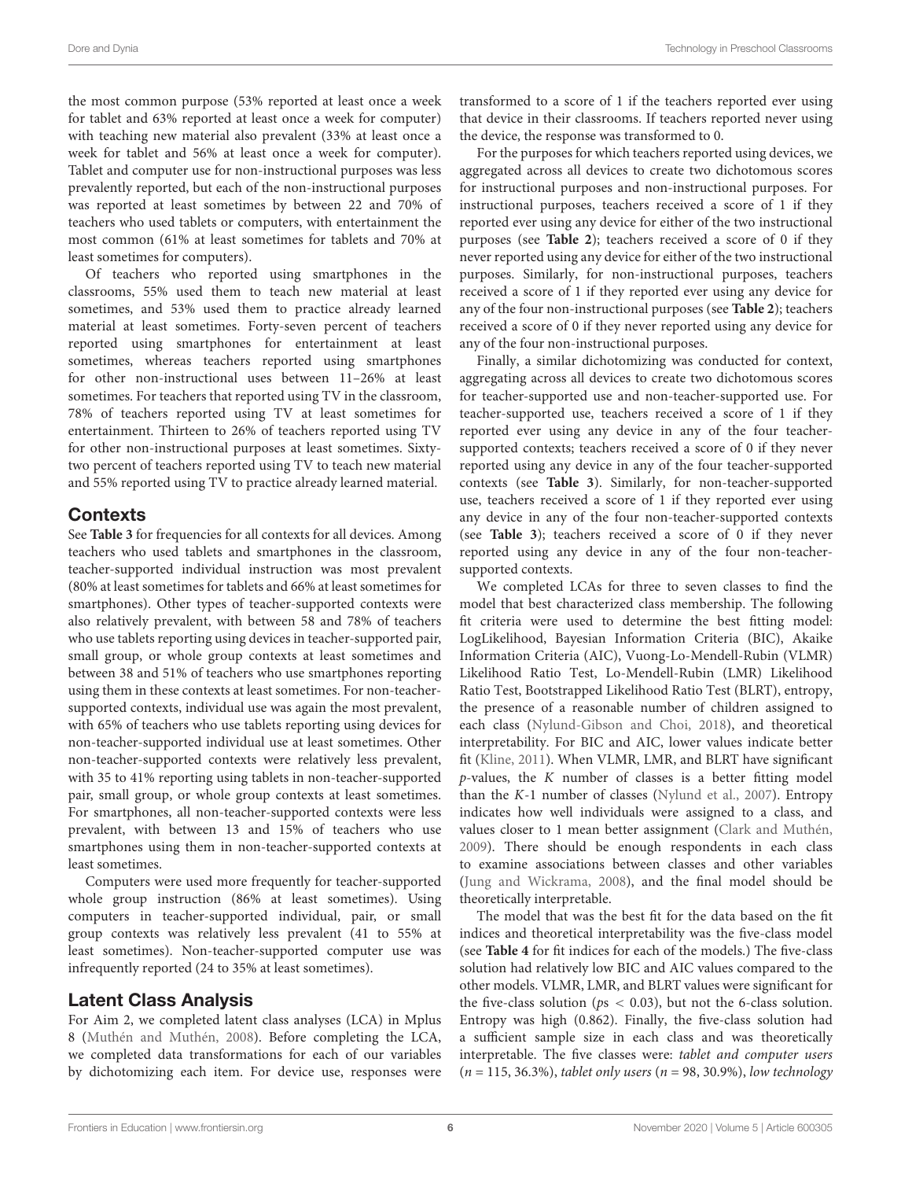the most common purpose (53% reported at least once a week for tablet and 63% reported at least once a week for computer) with teaching new material also prevalent (33% at least once a week for tablet and 56% at least once a week for computer). Tablet and computer use for non-instructional purposes was less prevalently reported, but each of the non-instructional purposes was reported at least sometimes by between 22 and 70% of teachers who used tablets or computers, with entertainment the most common (61% at least sometimes for tablets and 70% at least sometimes for computers).

Of teachers who reported using smartphones in the classrooms, 55% used them to teach new material at least sometimes, and 53% used them to practice already learned material at least sometimes. Forty-seven percent of teachers reported using smartphones for entertainment at least sometimes, whereas teachers reported using smartphones for other non-instructional uses between 11–26% at least sometimes. For teachers that reported using TV in the classroom, 78% of teachers reported using TV at least sometimes for entertainment. Thirteen to 26% of teachers reported using TV for other non-instructional purposes at least sometimes. Sixty-two percent of teachers reported using TV to teach new material and 55% reported using TV to practice already learned material.

## Contexts

See **Table 3** for frequencies for all contexts for all devices. Among teachers who used tablets and smartphones in the classroom, teacher-supported individual instruction was most prevalent (80% at least sometimes for tablets and 66% at least sometimes for smartphones). Other types of teacher-supported contexts were also relatively prevalent, with between 58 and 78% of teachers who use tablets reporting using devices in teacher-supported pair, small group, or whole group contexts at least sometimes and between 38 and 51% of teachers who use smartphones reporting using them in these contexts at least sometimes. For non-teacher-supported contexts, individual use was again the most prevalent, with 65% of teachers who use tablets reporting using devices for non-teacher-supported individual use at least sometimes. Other non-teacher-supported contexts were relatively less prevalent, with 35 to 41% reporting using tablets in non-teacher-supported pair, small group, or whole group contexts at least sometimes. For smartphones, all non-teacher-supported contexts were less prevalent, with between 13 and 15% of teachers who use smartphones using them in non-teacher-supported contexts at least sometimes.

Computers were used more frequently for teacher-supported whole group instruction (86% at least sometimes). Using computers in teacher-supported individual, pair, or small group contexts was relatively less prevalent (41 to 55% at least sometimes). Non-teacher-supported computer use was infrequently reported (24 to 35% at least sometimes).

## Latent Class Analysis

For Aim 2, we completed latent class analyses (LCA) in Mplus 8 (Muthén and Muthén, 2008). Before completing the LCA, we completed data transformations for each of our variables by dichotomizing each item. For device use, responses were transformed to a score of 1 if the teachers reported ever using that device in their classrooms. If teachers reported never using the device, the response was transformed to 0.

For the purposes for which teachers reported using devices, we aggregated across all devices to create two dichotomous scores for instructional purposes and non-instructional purposes. For instructional purposes, teachers received a score of 1 if they reported ever using any device for either of the two instructional purposes (see **Table 2**); teachers received a score of 0 if they never reported using any device for either of the two instructional purposes. Similarly, for non-instructional purposes, teachers received a score of 1 if they reported ever using any device for any of the four non-instructional purposes (see **Table 2**); teachers received a score of 0 if they never reported using any device for any of the four non-instructional purposes.

Finally, a similar dichotomizing was conducted for context, aggregating across all devices to create two dichotomous scores for teacher-supported use and non-teacher-supported use. For teacher-supported use, teachers received a score of 1 if they reported ever using any device in any of the four teacher-supported contexts; teachers received a score of 0 if they never reported using any device in any of the four teacher-supported contexts (see **Table 3**). Similarly, for non-teacher-supported use, teachers received a score of 1 if they reported ever using any device in any of the four non-teacher-supported contexts (see **Table 3**); teachers received a score of 0 if they never reported using any device in any of the four non-teacher-supported contexts.

We completed LCAs for three to seven classes to find the model that best characterized class membership. The following fit criteria were used to determine the best fitting model: LogLikelihood, Bayesian Information Criteria (BIC), Akaike Information Criteria (AIC), Vuong-Lo-Mendell-Rubin (VLMR) Likelihood Ratio Test, Lo-Mendell-Rubin (LMR) Likelihood Ratio Test, Bootstrapped Likelihood Ratio Test (BLRT), entropy, the presence of a reasonable number of children assigned to each class (Nylund-Gibson and Choi, 2018), and theoretical interpretability. For BIC and AIC, lower values indicate better fit (Kline, 2011). When VLMR, LMR, and BLRT have significant $p$-values, the $K$ number of classes is a better fitting model than the $K$-1 number of classes (Nylund et al., 2007). Entropy indicates how well individuals were assigned to a class, and values closer to 1 mean better assignment (Clark and Muthén, 2009). There should be enough respondents in each class to examine associations between classes and other variables (Jung and Wickrama, 2008), and the final model should be theoretically interpretable.

The model that was the best fit for the data based on the fit indices and theoretical interpretability was the five-class model (see **Table 4** for fit indices for each of the models.) The five-class solution had relatively low BIC and AIC values compared to the other models. VLMR, LMR, and BLRT values were significant for the five-class solution ($ps < 0.03$), but not the 6-class solution. Entropy was high (0.862). Finally, the five-class solution had a sufficient sample size in each class and was theoretically interpretable. The five classes were: *tablet and computer users* ($n$ = 115, 36.3%), *tablet only users* ($n$ = 98, 30.9%), *low technology*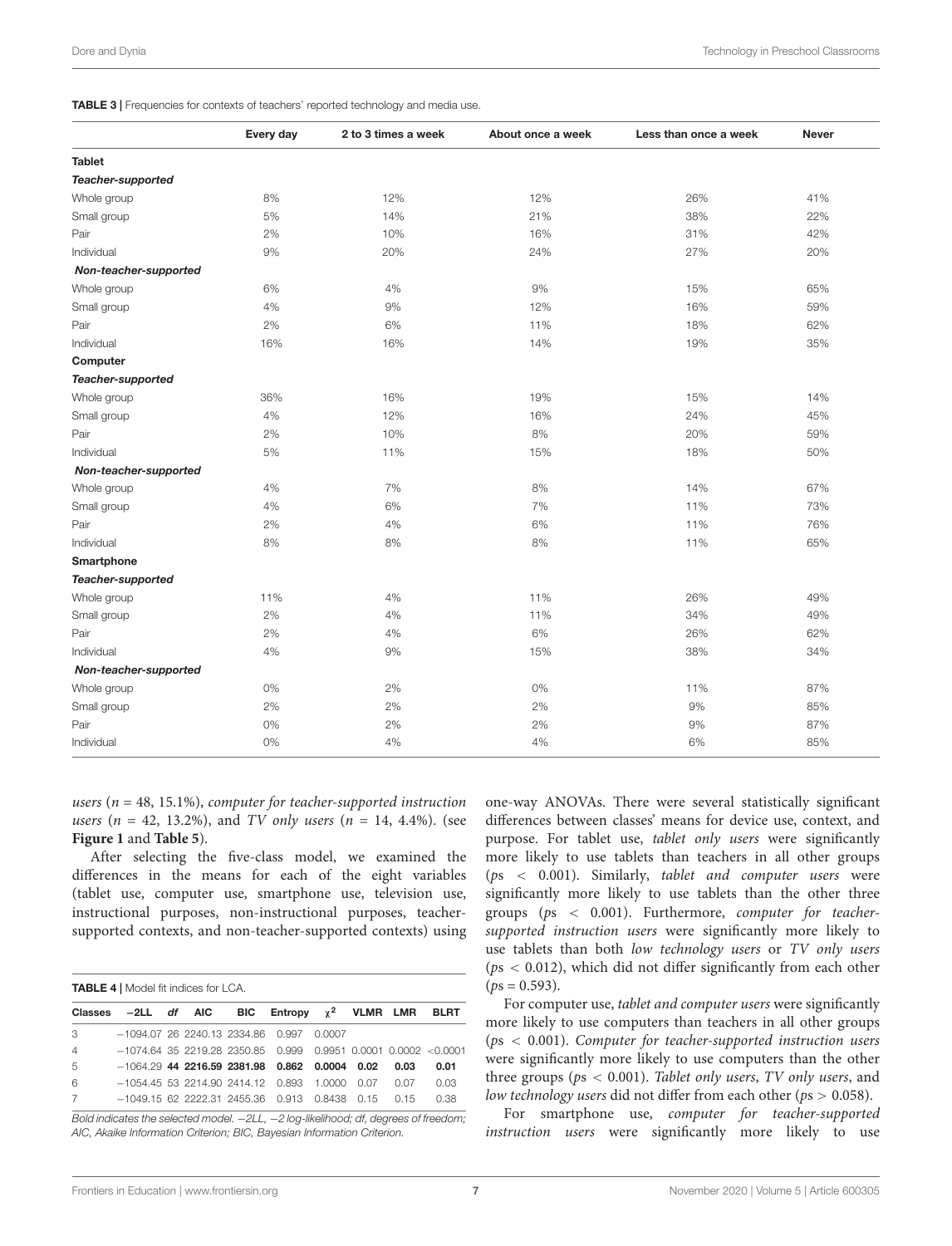**TABLE 3 |** Frequencies for contexts of teachers' reported technology and media use.

| | Every day | 2 to 3 times a week | About once a week | Less than once a week | Never |
|---|---|---|---|---|---|
| **Tablet** | | | | | |
| ***Teacher-supported*** | | | | | |
| Whole group | 8% | 12% | 12% | 26% | 41% |
| Small group | 5% | 14% | 21% | 38% | 22% |
| Pair | 2% | 10% | 16% | 31% | 42% |
| Individual | 9% | 20% | 24% | 27% | 20% |
| ***Non-teacher-supported*** | | | | | |
| Whole group | 6% | 4% | 9% | 15% | 65% |
| Small group | 4% | 9% | 12% | 16% | 59% |
| Pair | 2% | 6% | 11% | 18% | 62% |
| Individual | 16% | 16% | 14% | 19% | 35% |
| **Computer** | | | | | |
| ***Teacher-supported*** | | | | | |
| Whole group | 36% | 16% | 19% | 15% | 14% |
| Small group | 4% | 12% | 16% | 24% | 45% |
| Pair | 2% | 10% | 8% | 20% | 59% |
| Individual | 5% | 11% | 15% | 18% | 50% |
| ***Non-teacher-supported*** | | | | | |
| Whole group | 4% | 7% | 8% | 14% | 67% |
| Small group | 4% | 6% | 7% | 11% | 73% |
| Pair | 2% | 4% | 6% | 11% | 76% |
| Individual | 8% | 8% | 8% | 11% | 65% |
| **Smartphone** | | | | | |
| ***Teacher-supported*** | | | | | |
| Whole group | 11% | 4% | 11% | 26% | 49% |
| Small group | 2% | 4% | 11% | 34% | 49% |
| Pair | 2% | 4% | 6% | 26% | 62% |
| Individual | 4% | 9% | 15% | 38% | 34% |
| ***Non-teacher-supported*** | | | | | |
| Whole group | 0% | 2% | 0% | 11% | 87% |
| Small group | 2% | 2% | 2% | 9% | 85% |
| Pair | 0% | 2% | 2% | 9% | 87% |
| Individual | 0% | 4% | 4% | 6% | 85% |

*users* ($n$ = 48, 15.1%), *computer for teacher-supported instruction users* ($n$ = 42, 13.2%), and *TV only users* ($n$ = 14, 4.4%). (see **Figure 1** and **Table 5**).

After selecting the five-class model, we examined the differences in the means for each of the eight variables (tablet use, computer use, smartphone use, television use, instructional purposes, non-instructional purposes, teacher-supported contexts, and non-teacher-supported contexts) using one-way ANOVAs. There were several statistically significant differences between classes' means for device use, context, and purpose. For tablet use, *tablet only users* were significantly more likely to use tablets than teachers in all other groups ($ps$ < 0.001). Similarly, *tablet and computer users* were significantly more likely to use tablets than the other three groups ($ps$ < 0.001). Furthermore, *computer for teacher-supported instruction users* were significantly more likely to use tablets than both *low technology users* or *TV only users* ($ps$ < 0.012), which did not differ significantly from each other ($ps$ = 0.593).

For computer use, *tablet and computer users* were significantly more likely to use computers than teachers in all other groups ($ps$ < 0.001). *Computer for teacher-supported instruction users* were significantly more likely to use computers than the other three groups ($ps$ < 0.001). *Tablet only users*, *TV only users*, and *low technology users* did not differ from each other ($ps$ > 0.058).

For smartphone use, *computer for teacher-supported instruction users* were significantly more likely to use

**TABLE 4 |** Model fit indices for LCA.

| Classes | −2LL | df | AIC | BIC | Entropy | $\chi^2$ | VLMR | LMR | BLRT |
|---|---|---|---|---|---|---|---|---|---|
| 3 | −1094.07 | 26 | 2240.13 | 2334.86 | 0.997 | 0.0007 | | | |
| 4 | −1074.64 | 35 | 2219.28 | 2350.85 | 0.999 | 0.9951 | 0.0001 | 0.0002 | <0.0001 |
| 5 | −1064.29 | **44** | **2216.59** | **2381.98** | **0.862** | **0.0004** | **0.02** | **0.03** | **0.01** |
| 6 | −1054.45 | 53 | 2214.90 | 2414.12 | 0.893 | 1.0000 | 0.07 | 0.07 | 0.03 |
| 7 | −1049.15 | 62 | 2222.31 | 2455.36 | 0.913 | 0.8438 | 0.15 | 0.15 | 0.38 |

*Bold indicates the selected model. −2LL, −2 log-likelihood; df, degrees of freedom; AIC, Akaike Information Criterion; BIC, Bayesian Information Criterion.*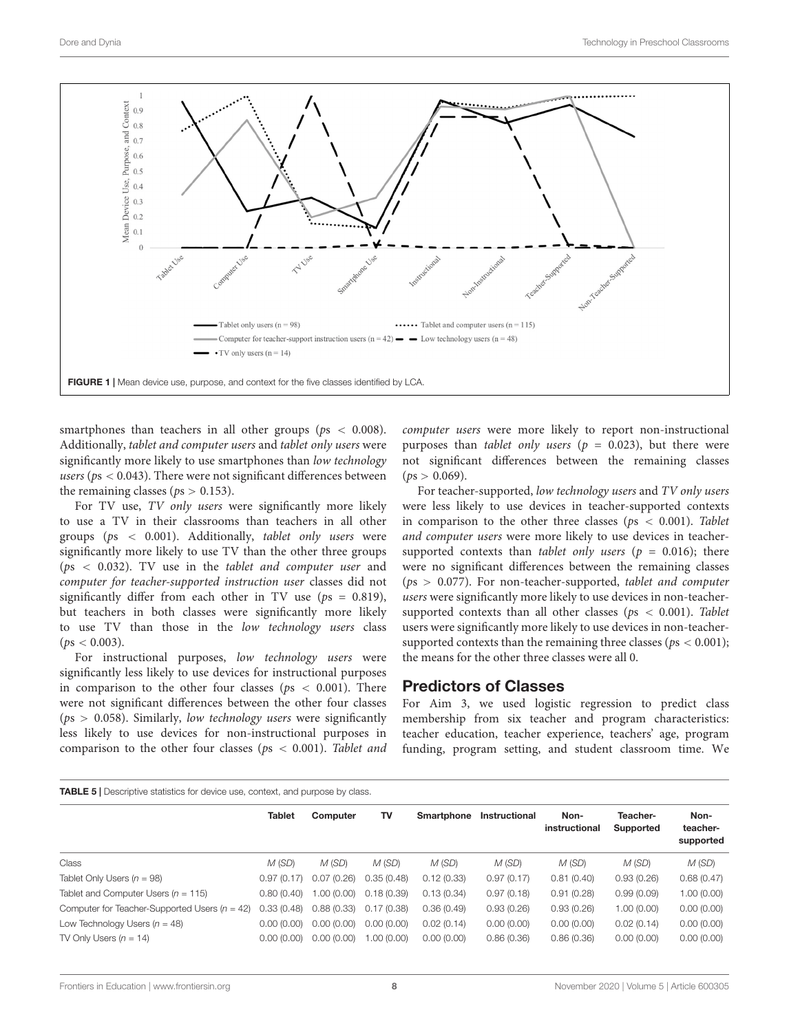FIGURE 1 | Mean device use, purpose, and context for the five classes identified by LCA.

smartphones than teachers in all other groups ($ps < 0.008$). Additionally, *tablet and computer users* and *tablet only users* were significantly more likely to use smartphones than *low technology users* ($ps < 0.043$). There were not significant differences between the remaining classes ($ps > 0.153$).

For TV use, *TV only users* were significantly more likely to use a TV in their classrooms than teachers in all other groups ($ps < 0.001$). Additionally, *tablet only users* were significantly more likely to use TV than the other three groups ($ps < 0.032$). TV use in the *tablet and computer user* and *computer for teacher-supported instruction user* classes did not significantly differ from each other in TV use ($ps = 0.819$), but teachers in both classes were significantly more likely to use TV than those in the *low technology users* class ($ps < 0.003$).

For instructional purposes, *low technology users* were significantly less likely to use devices for instructional purposes in comparison to the other four classes ($ps < 0.001$). There were not significant differences between the other four classes ($ps > 0.058$). Similarly, *low technology users* were significantly less likely to use devices for non-instructional purposes in comparison to the other four classes ($ps < 0.001$). *Tablet and computer users* were more likely to report non-instructional purposes than *tablet only users* ($p = 0.023$), but there were not significant differences between the remaining classes ($ps > 0.069$).

For teacher-supported, *low technology users* and *TV only users* were less likely to use devices in teacher-supported contexts in comparison to the other three classes ($ps < 0.001$). *Tablet and computer users* were more likely to use devices in teacher-supported contexts than *tablet only users* ($p = 0.016$); there were no significant differences between the remaining classes ($ps > 0.077$). For non-teacher-supported, *tablet and computer users* were significantly more likely to use devices in non-teacher-supported contexts than all other classes ($ps < 0.001$). *Tablet* users were significantly more likely to use devices in non-teacher-supported contexts than the remaining three classes ($ps < 0.001$); the means for the other three classes were all 0.

## Predictors of Classes

For Aim 3, we used logistic regression to predict class membership from six teacher and program characteristics: teacher education, teacher experience, teachers' age, program funding, program setting, and student classroom time. We

**TABLE 5 |** Descriptive statistics for device use, context, and purpose by class.

| | Tablet | Computer | TV | Smartphone | Instructional | Non-instructional | Teacher-Supported | Non-teacher-supported |
|---|---|---|---|---|---|---|---|---|
| Class | *M* (*SD*) | *M* (*SD*) | *M* (*SD*) | *M* (*SD*) | *M* (*SD*) | *M* (*SD*) | *M* (*SD*) | *M* (*SD*) |
| Tablet Only Users (*n* = 98) | 0.97 (0.17) | 0.07 (0.26) | 0.35 (0.48) | 0.12 (0.33) | 0.97 (0.17) | 0.81 (0.40) | 0.93 (0.26) | 0.68 (0.47) |
| Tablet and Computer Users (*n* = 115) | 0.80 (0.40) | 1.00 (0.00) | 0.18 (0.39) | 0.13 (0.34) | 0.97 (0.18) | 0.91 (0.28) | 0.99 (0.09) | 1.00 (0.00) |
| Computer for Teacher-Supported Users (*n* = 42) | 0.33 (0.48) | 0.88 (0.33) | 0.17 (0.38) | 0.36 (0.49) | 0.93 (0.26) | 0.93 (0.26) | 1.00 (0.00) | 0.00 (0.00) |
| Low Technology Users (*n* = 48) | 0.00 (0.00) | 0.00 (0.00) | 0.00 (0.00) | 0.02 (0.14) | 0.00 (0.00) | 0.00 (0.00) | 0.02 (0.14) | 0.00 (0.00) |
| TV Only Users (*n* = 14) | 0.00 (0.00) | 0.00 (0.00) | 1.00 (0.00) | 0.00 (0.00) | 0.86 (0.36) | 0.86 (0.36) | 0.00 (0.00) | 0.00 (0.00) |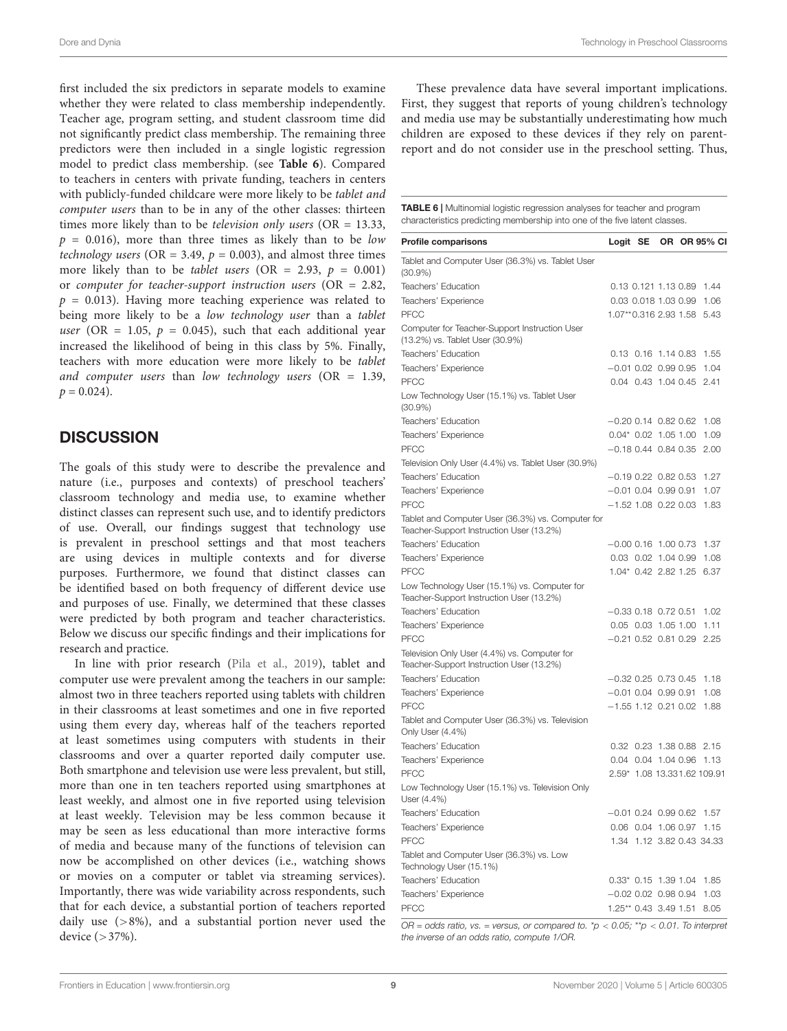first included the six predictors in separate models to examine whether they were related to class membership independently. Teacher age, program setting, and student classroom time did not significantly predict class membership. The remaining three predictors were then included in a single logistic regression model to predict class membership. (see **Table 6**). Compared to teachers in centers with private funding, teachers in centers with publicly-funded childcare were more likely to be *tablet and computer users* than to be in any of the other classes: thirteen times more likely than to be *television only users* (OR = 13.33, $p$ = 0.016), more than three times as likely than to be *low technology users* (OR = 3.49, $p$ = 0.003), and almost three times more likely than to be *tablet users* (OR = 2.93, $p$ = 0.001) or *computer for teacher-support instruction users* (OR = 2.82, $p$ = 0.013). Having more teaching experience was related to being more likely to be a *low technology user* than a *tablet user* (OR = 1.05, $p$ = 0.045), such that each additional year increased the likelihood of being in this class by 5%. Finally, teachers with more education were more likely to be *tablet and computer users* than *low technology users* (OR = 1.39, $p$ = 0.024).

## DISCUSSION

The goals of this study were to describe the prevalence and nature (i.e., purposes and contexts) of preschool teachers' classroom technology and media use, to examine whether distinct classes can represent such use, and to identify predictors of use. Overall, our findings suggest that technology use is prevalent in preschool settings and that most teachers are using devices in multiple contexts and for diverse purposes. Furthermore, we found that distinct classes can be identified based on both frequency of different device use and purposes of use. Finally, we determined that these classes were predicted by both program and teacher characteristics. Below we discuss our specific findings and their implications for research and practice.

In line with prior research (Pila et al., 2019), tablet and computer use were prevalent among the teachers in our sample: almost two in three teachers reported using tablets with children in their classrooms at least sometimes and one in five reported using them every day, whereas half of the teachers reported at least sometimes using computers with students in their classrooms and over a quarter reported daily computer use. Both smartphone and television use were less prevalent, but still, more than one in ten teachers reported using smartphones at least weekly, and almost one in five reported using television at least weekly. Television may be less common because it may be seen as less educational than more interactive forms of media and because many of the functions of television can now be accomplished on other devices (i.e., watching shows or movies on a computer or tablet via streaming services). Importantly, there was wide variability across respondents, such that for each device, a substantial portion of teachers reported daily use (>8%), and a substantial portion never used the device (>37%).

These prevalence data have several important implications. First, they suggest that reports of young children's technology and media use may be substantially underestimating how much children are exposed to these devices if they rely on parent-report and do not consider use in the preschool setting. Thus,

**TABLE 6** | Multinomial logistic regression analyses for teacher and program characteristics predicting membership into one of the five latent classes.

| Profile comparisons | Logit | SE | OR | OR 95% CI | |
|---|---|---|---|---|---|
| Tablet and Computer User (36.3%) vs. Tablet User (30.9%) | | | | | |
| Teachers' Education | 0.13 | 0.121 | 1.13 | 0.89 | 1.44 |
| Teachers' Experience | 0.03 | 0.018 | 1.03 | 0.99 | 1.06 |
| PFCC | 1.07** | 0.316 | 2.93 | 1.58 | 5.43 |
| Computer for Teacher-Support Instruction User (13.2%) vs. Tablet User (30.9%) | | | | | |
| Teachers' Education | 0.13 | 0.16 | 1.14 | 0.83 | 1.55 |
| Teachers' Experience | −0.01 | 0.02 | 0.99 | 0.95 | 1.04 |
| PFCC | 0.04 | 0.43 | 1.04 | 0.45 | 2.41 |
| Low Technology User (15.1%) vs. Tablet User (30.9%) | | | | | |
| Teachers' Education | −0.20 | 0.14 | 0.82 | 0.62 | 1.08 |
| Teachers' Experience | 0.04* | 0.02 | 1.05 | 1.00 | 1.09 |
| PFCC | −0.18 | 0.44 | 0.84 | 0.35 | 2.00 |
| Television Only User (4.4%) vs. Tablet User (30.9%) | | | | | |
| Teachers' Education | −0.19 | 0.22 | 0.82 | 0.53 | 1.27 |
| Teachers' Experience | −0.01 | 0.04 | 0.99 | 0.91 | 1.07 |
| PFCC | −1.52 | 1.08 | 0.22 | 0.03 | 1.83 |
| Tablet and Computer User (36.3%) vs. Computer for Teacher-Support Instruction User (13.2%) | | | | | |
| Teachers' Education | −0.00 | 0.16 | 1.00 | 0.73 | 1.37 |
| Teachers' Experience | 0.03 | 0.02 | 1.04 | 0.99 | 1.08 |
| PFCC | 1.04* | 0.42 | 2.82 | 1.25 | 6.37 |
| Low Technology User (15.1%) vs. Computer for Teacher-Support Instruction User (13.2%) | | | | | |
| Teachers' Education | −0.33 | 0.18 | 0.72 | 0.51 | 1.02 |
| Teachers' Experience | 0.05 | 0.03 | 1.05 | 1.00 | 1.11 |
| PFCC | −0.21 | 0.52 | 0.81 | 0.29 | 2.25 |
| Television Only User (4.4%) vs. Computer for Teacher-Support Instruction User (13.2%) | | | | | |
| Teachers' Education | −0.32 | 0.25 | 0.73 | 0.45 | 1.18 |
| Teachers' Experience | −0.01 | 0.04 | 0.99 | 0.91 | 1.08 |
| PFCC | −1.55 | 1.12 | 0.21 | 0.02 | 1.88 |
| Tablet and Computer User (36.3%) vs. Television Only User (4.4%) | | | | | |
| Teachers' Education | 0.32 | 0.23 | 1.38 | 0.88 | 2.15 |
| Teachers' Experience | 0.04 | 0.04 | 1.04 | 0.96 | 1.13 |
| PFCC | 2.59* | 1.08 | 13.33 | 1.62 | 109.91 |
| Low Technology User (15.1%) vs. Television Only User (4.4%) | | | | | |
| Teachers' Education | −0.01 | 0.24 | 0.99 | 0.62 | 1.57 |
| Teachers' Experience | 0.06 | 0.04 | 1.06 | 0.97 | 1.15 |
| PFCC | 1.34 | 1.12 | 3.82 | 0.43 | 34.33 |
| Tablet and Computer User (36.3%) vs. Low Technology User (15.1%) | | | | | |
| Teachers' Education | 0.33* | 0.15 | 1.39 | 1.04 | 1.85 |
| Teachers' Experience | −0.02 | 0.02 | 0.98 | 0.94 | 1.03 |
| PFCC | 1.25** | 0.43 | 3.49 | 1.51 | 8.05 |

*OR = odds ratio, vs. = versus, or compared to. \*p < 0.05; \*\*p < 0.01. To interpret the inverse of an odds ratio, compute 1/OR.*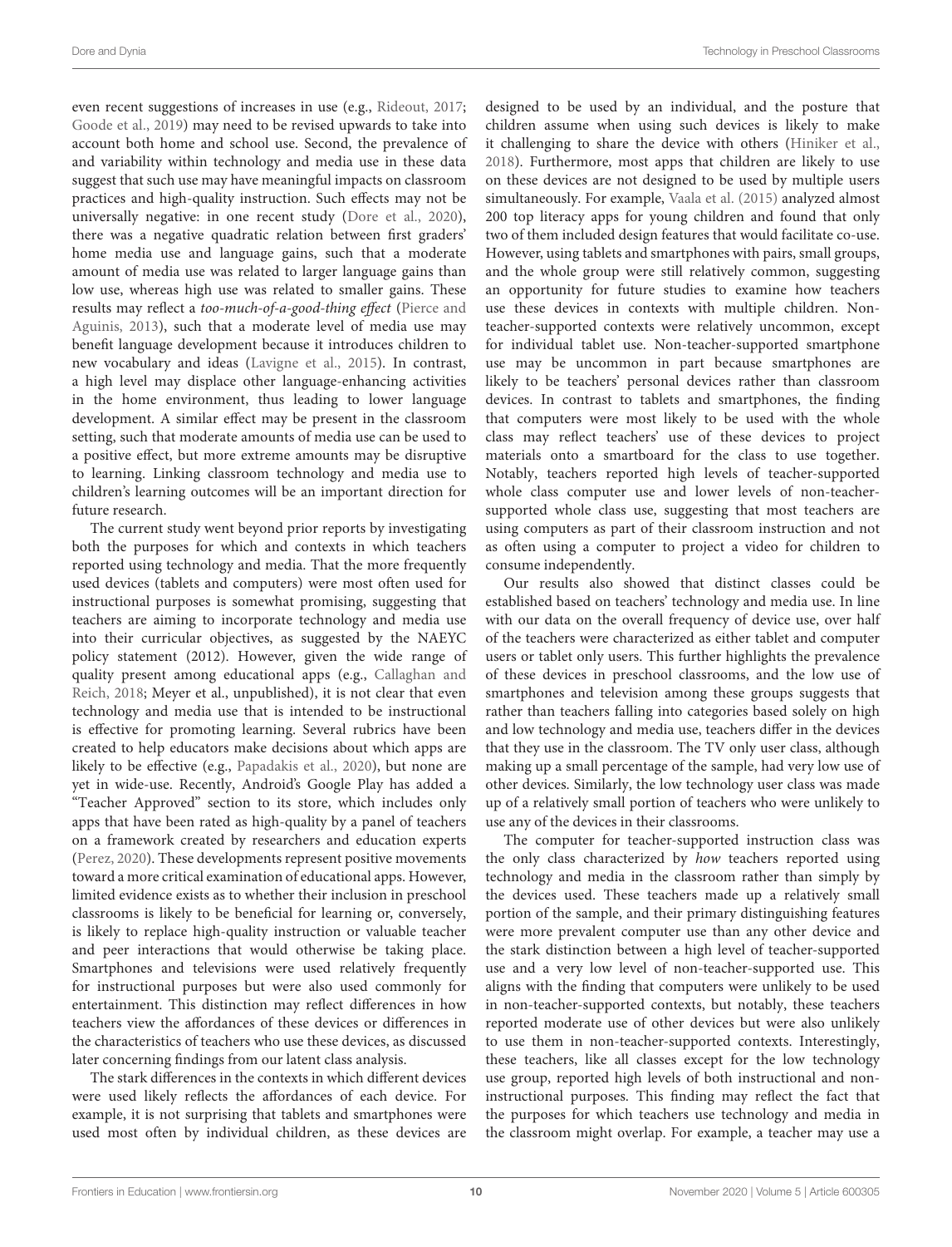even recent suggestions of increases in use (e.g., Rideout, 2017; Goode et al., 2019) may need to be revised upwards to take into account both home and school use. Second, the prevalence of and variability within technology and media use in these data suggest that such use may have meaningful impacts on classroom practices and high-quality instruction. Such effects may not be universally negative: in one recent study (Dore et al., 2020), there was a negative quadratic relation between first graders' home media use and language gains, such that a moderate amount of media use was related to larger language gains than low use, whereas high use was related to smaller gains. These results may reflect a *too-much-of-a-good-thing effect* (Pierce and Aguinis, 2013), such that a moderate level of media use may benefit language development because it introduces children to new vocabulary and ideas (Lavigne et al., 2015). In contrast, a high level may displace other language-enhancing activities in the home environment, thus leading to lower language development. A similar effect may be present in the classroom setting, such that moderate amounts of media use can be used to a positive effect, but more extreme amounts may be disruptive to learning. Linking classroom technology and media use to children's learning outcomes will be an important direction for future research.

The current study went beyond prior reports by investigating both the purposes for which and contexts in which teachers reported using technology and media. That the more frequently used devices (tablets and computers) were most often used for instructional purposes is somewhat promising, suggesting that teachers are aiming to incorporate technology and media use into their curricular objectives, as suggested by the NAEYC policy statement (2012). However, given the wide range of quality present among educational apps (e.g., Callaghan and Reich, 2018; Meyer et al., unpublished), it is not clear that even technology and media use that is intended to be instructional is effective for promoting learning. Several rubrics have been created to help educators make decisions about which apps are likely to be effective (e.g., Papadakis et al., 2020), but none are yet in wide-use. Recently, Android's Google Play has added a "Teacher Approved" section to its store, which includes only apps that have been rated as high-quality by a panel of teachers on a framework created by researchers and education experts (Perez, 2020). These developments represent positive movements toward a more critical examination of educational apps. However, limited evidence exists as to whether their inclusion in preschool classrooms is likely to be beneficial for learning or, conversely, is likely to replace high-quality instruction or valuable teacher and peer interactions that would otherwise be taking place. Smartphones and televisions were used relatively frequently for instructional purposes but were also used commonly for entertainment. This distinction may reflect differences in how teachers view the affordances of these devices or differences in the characteristics of teachers who use these devices, as discussed later concerning findings from our latent class analysis.

The stark differences in the contexts in which different devices were used likely reflects the affordances of each device. For example, it is not surprising that tablets and smartphones were used most often by individual children, as these devices are designed to be used by an individual, and the posture that children assume when using such devices is likely to make it challenging to share the device with others (Hiniker et al., 2018). Furthermore, most apps that children are likely to use on these devices are not designed to be used by multiple users simultaneously. For example, Vaala et al. (2015) analyzed almost 200 top literacy apps for young children and found that only two of them included design features that would facilitate co-use. However, using tablets and smartphones with pairs, small groups, and the whole group were still relatively common, suggesting an opportunity for future studies to examine how teachers use these devices in contexts with multiple children. Non-teacher-supported contexts were relatively uncommon, except for individual tablet use. Non-teacher-supported smartphone use may be uncommon in part because smartphones are likely to be teachers' personal devices rather than classroom devices. In contrast to tablets and smartphones, the finding that computers were most likely to be used with the whole class may reflect teachers' use of these devices to project materials onto a smartboard for the class to use together. Notably, teachers reported high levels of teacher-supported whole class computer use and lower levels of non-teacher-supported whole class use, suggesting that most teachers are using computers as part of their classroom instruction and not as often using a computer to project a video for children to consume independently.

Our results also showed that distinct classes could be established based on teachers' technology and media use. In line with our data on the overall frequency of device use, over half of the teachers were characterized as either tablet and computer users or tablet only users. This further highlights the prevalence of these devices in preschool classrooms, and the low use of smartphones and television among these groups suggests that rather than teachers falling into categories based solely on high and low technology and media use, teachers differ in the devices that they use in the classroom. The TV only user class, although making up a small percentage of the sample, had very low use of other devices. Similarly, the low technology user class was made up of a relatively small portion of teachers who were unlikely to use any of the devices in their classrooms.

The computer for teacher-supported instruction class was the only class characterized by *how* teachers reported using technology and media in the classroom rather than simply by the devices used. These teachers made up a relatively small portion of the sample, and their primary distinguishing features were more prevalent computer use than any other device and the stark distinction between a high level of teacher-supported use and a very low level of non-teacher-supported use. This aligns with the finding that computers were unlikely to be used in non-teacher-supported contexts, but notably, these teachers reported moderate use of other devices but were also unlikely to use them in non-teacher-supported contexts. Interestingly, these teachers, like all classes except for the low technology use group, reported high levels of both instructional and non-instructional purposes. This finding may reflect the fact that the purposes for which teachers use technology and media in the classroom might overlap. For example, a teacher may use a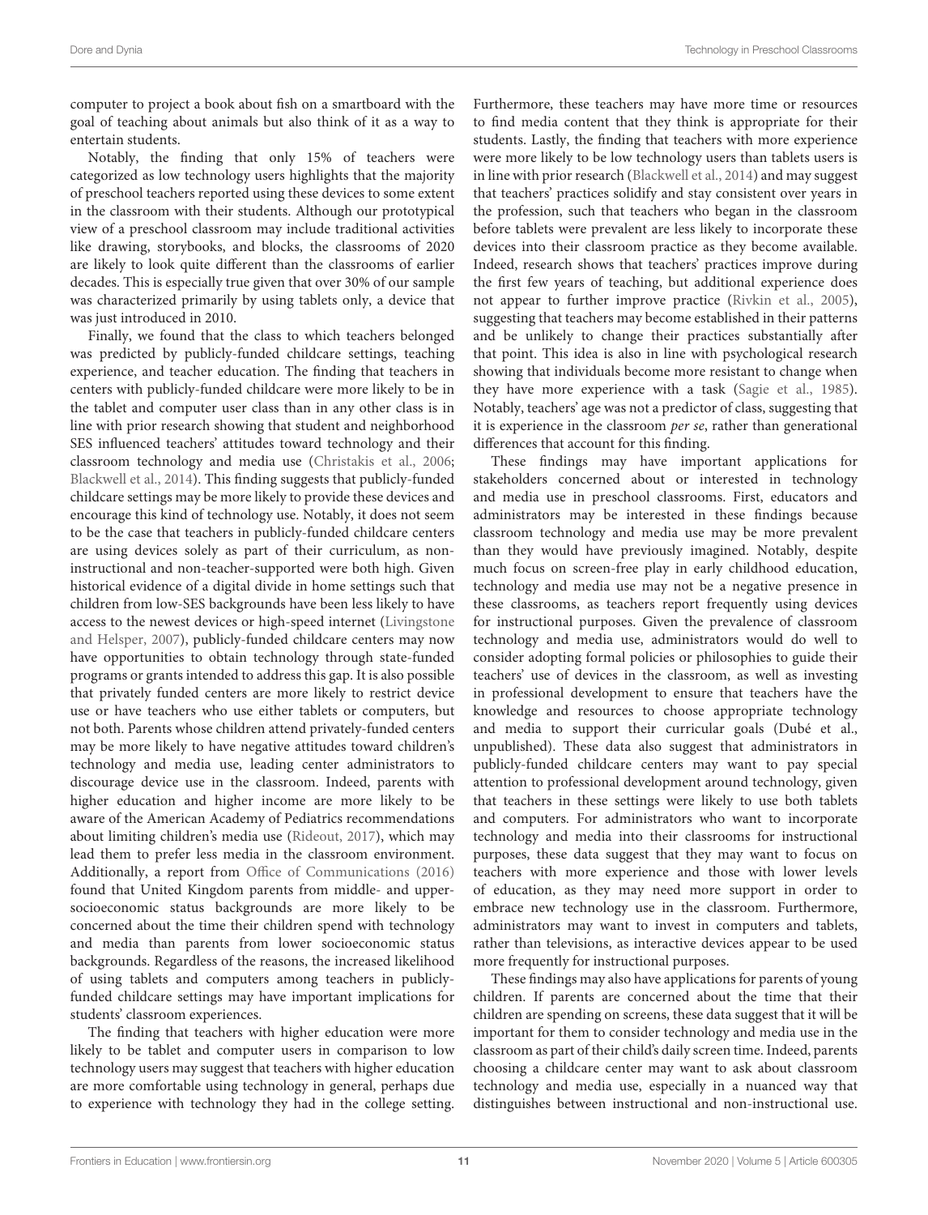computer to project a book about fish on a smartboard with the goal of teaching about animals but also think of it as a way to entertain students.

Notably, the finding that only 15% of teachers were categorized as low technology users highlights that the majority of preschool teachers reported using these devices to some extent in the classroom with their students. Although our prototypical view of a preschool classroom may include traditional activities like drawing, storybooks, and blocks, the classrooms of 2020 are likely to look quite different than the classrooms of earlier decades. This is especially true given that over 30% of our sample was characterized primarily by using tablets only, a device that was just introduced in 2010.

Finally, we found that the class to which teachers belonged was predicted by publicly-funded childcare settings, teaching experience, and teacher education. The finding that teachers in centers with publicly-funded childcare were more likely to be in the tablet and computer user class than in any other class is in line with prior research showing that student and neighborhood SES influenced teachers' attitudes toward technology and their classroom technology and media use (Christakis et al., 2006; Blackwell et al., 2014). This finding suggests that publicly-funded childcare settings may be more likely to provide these devices and encourage this kind of technology use. Notably, it does not seem to be the case that teachers in publicly-funded childcare centers are using devices solely as part of their curriculum, as non-instructional and non-teacher-supported were both high. Given historical evidence of a digital divide in home settings such that children from low-SES backgrounds have been less likely to have access to the newest devices or high-speed internet (Livingstone and Helsper, 2007), publicly-funded childcare centers may now have opportunities to obtain technology through state-funded programs or grants intended to address this gap. It is also possible that privately funded centers are more likely to restrict device use or have teachers who use either tablets or computers, but not both. Parents whose children attend privately-funded centers may be more likely to have negative attitudes toward children's technology and media use, leading center administrators to discourage device use in the classroom. Indeed, parents with higher education and higher income are more likely to be aware of the American Academy of Pediatrics recommendations about limiting children's media use (Rideout, 2017), which may lead them to prefer less media in the classroom environment. Additionally, a report from Office of Communications (2016) found that United Kingdom parents from middle- and upper-socioeconomic status backgrounds are more likely to be concerned about the time their children spend with technology and media than parents from lower socioeconomic status backgrounds. Regardless of the reasons, the increased likelihood of using tablets and computers among teachers in publicly-funded childcare settings may have important implications for students' classroom experiences.

The finding that teachers with higher education were more likely to be tablet and computer users in comparison to low technology users may suggest that teachers with higher education are more comfortable using technology in general, perhaps due to experience with technology they had in the college setting. Furthermore, these teachers may have more time or resources to find media content that they think is appropriate for their students. Lastly, the finding that teachers with more experience were more likely to be low technology users than tablets users is in line with prior research (Blackwell et al., 2014) and may suggest that teachers' practices solidify and stay consistent over years in the profession, such that teachers who began in the classroom before tablets were prevalent are less likely to incorporate these devices into their classroom practice as they become available. Indeed, research shows that teachers' practices improve during the first few years of teaching, but additional experience does not appear to further improve practice (Rivkin et al., 2005), suggesting that teachers may become established in their patterns and be unlikely to change their practices substantially after that point. This idea is also in line with psychological research showing that individuals become more resistant to change when they have more experience with a task (Sagie et al., 1985). Notably, teachers' age was not a predictor of class, suggesting that it is experience in the classroom *per se*, rather than generational differences that account for this finding.

These findings may have important applications for stakeholders concerned about or interested in technology and media use in preschool classrooms. First, educators and administrators may be interested in these findings because classroom technology and media use may be more prevalent than they would have previously imagined. Notably, despite much focus on screen-free play in early childhood education, technology and media use may not be a negative presence in these classrooms, as teachers report frequently using devices for instructional purposes. Given the prevalence of classroom technology and media use, administrators would do well to consider adopting formal policies or philosophies to guide their teachers' use of devices in the classroom, as well as investing in professional development to ensure that teachers have the knowledge and resources to choose appropriate technology and media to support their curricular goals (Dubé et al., unpublished). These data also suggest that administrators in publicly-funded childcare centers may want to pay special attention to professional development around technology, given that teachers in these settings were likely to use both tablets and computers. For administrators who want to incorporate technology and media into their classrooms for instructional purposes, these data suggest that they may want to focus on teachers with more experience and those with lower levels of education, as they may need more support in order to embrace new technology use in the classroom. Furthermore, administrators may want to invest in computers and tablets, rather than televisions, as interactive devices appear to be used more frequently for instructional purposes.

These findings may also have applications for parents of young children. If parents are concerned about the time that their children are spending on screens, these data suggest that it will be important for them to consider technology and media use in the classroom as part of their child's daily screen time. Indeed, parents choosing a childcare center may want to ask about classroom technology and media use, especially in a nuanced way that distinguishes between instructional and non-instructional use.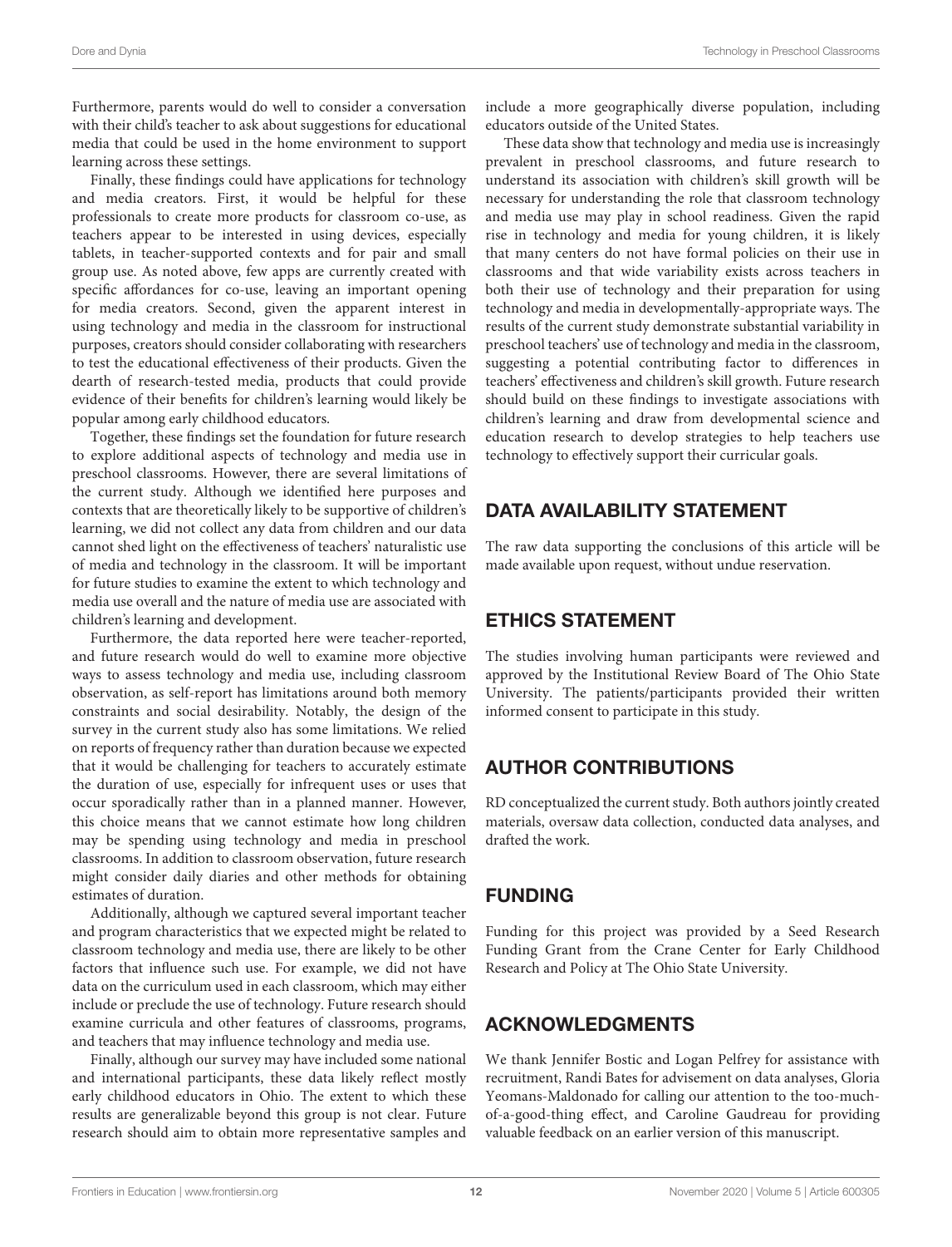Furthermore, parents would do well to consider a conversation with their child's teacher to ask about suggestions for educational media that could be used in the home environment to support learning across these settings.

Finally, these findings could have applications for technology and media creators. First, it would be helpful for these professionals to create more products for classroom co-use, as teachers appear to be interested in using devices, especially tablets, in teacher-supported contexts and for pair and small group use. As noted above, few apps are currently created with specific affordances for co-use, leaving an important opening for media creators. Second, given the apparent interest in using technology and media in the classroom for instructional purposes, creators should consider collaborating with researchers to test the educational effectiveness of their products. Given the dearth of research-tested media, products that could provide evidence of their benefits for children's learning would likely be popular among early childhood educators.

Together, these findings set the foundation for future research to explore additional aspects of technology and media use in preschool classrooms. However, there are several limitations of the current study. Although we identified here purposes and contexts that are theoretically likely to be supportive of children's learning, we did not collect any data from children and our data cannot shed light on the effectiveness of teachers' naturalistic use of media and technology in the classroom. It will be important for future studies to examine the extent to which technology and media use overall and the nature of media use are associated with children's learning and development.

Furthermore, the data reported here were teacher-reported, and future research would do well to examine more objective ways to assess technology and media use, including classroom observation, as self-report has limitations around both memory constraints and social desirability. Notably, the design of the survey in the current study also has some limitations. We relied on reports of frequency rather than duration because we expected that it would be challenging for teachers to accurately estimate the duration of use, especially for infrequent uses or uses that occur sporadically rather than in a planned manner. However, this choice means that we cannot estimate how long children may be spending using technology and media in preschool classrooms. In addition to classroom observation, future research might consider daily diaries and other methods for obtaining estimates of duration.

Additionally, although we captured several important teacher and program characteristics that we expected might be related to classroom technology and media use, there are likely to be other factors that influence such use. For example, we did not have data on the curriculum used in each classroom, which may either include or preclude the use of technology. Future research should examine curricula and other features of classrooms, programs, and teachers that may influence technology and media use.

Finally, although our survey may have included some national and international participants, these data likely reflect mostly early childhood educators in Ohio. The extent to which these results are generalizable beyond this group is not clear. Future research should aim to obtain more representative samples and include a more geographically diverse population, including educators outside of the United States.

These data show that technology and media use is increasingly prevalent in preschool classrooms, and future research to understand its association with children's skill growth will be necessary for understanding the role that classroom technology and media use may play in school readiness. Given the rapid rise in technology and media for young children, it is likely that many centers do not have formal policies on their use in classrooms and that wide variability exists across teachers in both their use of technology and their preparation for using technology and media in developmentally-appropriate ways. The results of the current study demonstrate substantial variability in preschool teachers' use of technology and media in the classroom, suggesting a potential contributing factor to differences in teachers' effectiveness and children's skill growth. Future research should build on these findings to investigate associations with children's learning and draw from developmental science and education research to develop strategies to help teachers use technology to effectively support their curricular goals.

## DATA AVAILABILITY STATEMENT

The raw data supporting the conclusions of this article will be made available upon request, without undue reservation.

## ETHICS STATEMENT

The studies involving human participants were reviewed and approved by the Institutional Review Board of The Ohio State University. The patients/participants provided their written informed consent to participate in this study.

## AUTHOR CONTRIBUTIONS

RD conceptualized the current study. Both authors jointly created materials, oversaw data collection, conducted data analyses, and drafted the work.

## FUNDING

Funding for this project was provided by a Seed Research Funding Grant from the Crane Center for Early Childhood Research and Policy at The Ohio State University.

## ACKNOWLEDGMENTS

We thank Jennifer Bostic and Logan Pelfrey for assistance with recruitment, Randi Bates for advisement on data analyses, Gloria Yeomans-Maldonado for calling our attention to the too-much-of-a-good-thing effect, and Caroline Gaudreau for providing valuable feedback on an earlier version of this manuscript.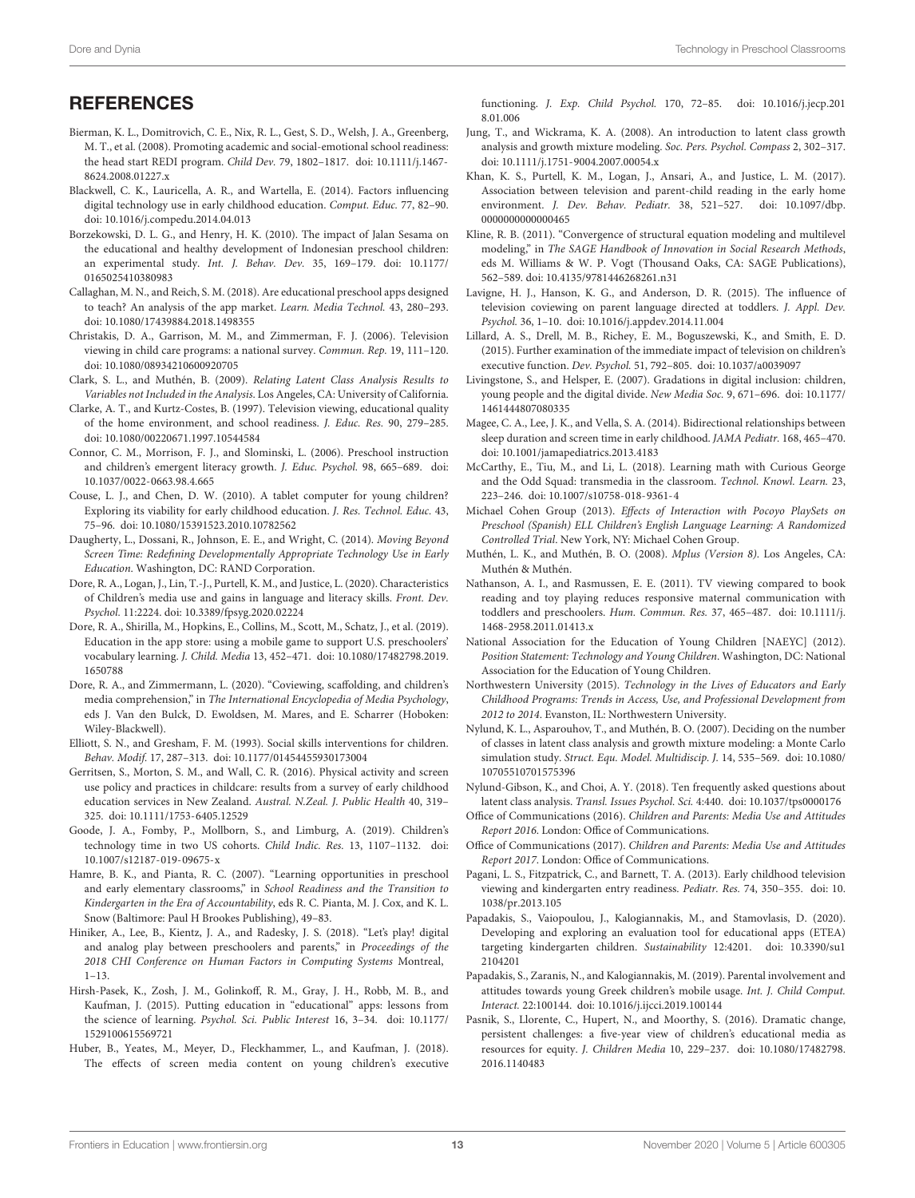## REFERENCES

Bierman, K. L., Domitrovich, C. E., Nix, R. L., Gest, S. D., Welsh, J. A., Greenberg, M. T., et al. (2008). Promoting academic and social-emotional school readiness: the head start REDI program. *Child Dev.* 79, 1802–1817. doi: 10.1111/j.1467-8624.2008.01227.x

Blackwell, C. K., Lauricella, A. R., and Wartella, E. (2014). Factors influencing digital technology use in early childhood education. *Comput. Educ.* 77, 82–90. doi: 10.1016/j.compedu.2014.04.013

Borzekowski, D. L. G., and Henry, H. K. (2010). The impact of Jalan Sesama on the educational and healthy development of Indonesian preschool children: an experimental study. *Int. J. Behav. Dev.* 35, 169–179. doi: 10.1177/0165025410380983

Callaghan, M. N., and Reich, S. M. (2018). Are educational preschool apps designed to teach? An analysis of the app market. *Learn. Media Technol.* 43, 280–293. doi: 10.1080/17439884.2018.1498355

Christakis, D. A., Garrison, M. M., and Zimmerman, F. J. (2006). Television viewing in child care programs: a national survey. *Commun. Rep.* 19, 111–120. doi: 10.1080/08934210600920705

Clark, S. L., and Muthén, B. (2009). *Relating Latent Class Analysis Results to Variables not Included in the Analysis*. Los Angeles, CA: University of California.

Clarke, A. T., and Kurtz-Costes, B. (1997). Television viewing, educational quality of the home environment, and school readiness. *J. Educ. Res.* 90, 279–285. doi: 10.1080/00220671.1997.10544584

Connor, C. M., Morrison, F. J., and Slominski, L. (2006). Preschool instruction and children's emergent literacy growth. *J. Educ. Psychol.* 98, 665–689. doi: 10.1037/0022-0663.98.4.665

Couse, L. J., and Chen, D. W. (2010). A tablet computer for young children? Exploring its viability for early childhood education. *J. Res. Technol. Educ.* 43, 75–96. doi: 10.1080/15391523.2010.10782562

Daugherty, L., Dossani, R., Johnson, E. E., and Wright, C. (2014). *Moving Beyond Screen Time: Redefining Developmentally Appropriate Technology Use in Early Education*. Washington, DC: RAND Corporation.

Dore, R. A., Logan, J., Lin, T.-J., Purtell, K. M., and Justice, L. (2020). Characteristics of Children's media use and gains in language and literacy skills. *Front. Dev. Psychol.* 11:2224. doi: 10.3389/fpsyg.2020.02224

Dore, R. A., Shirilla, M., Hopkins, E., Collins, M., Scott, M., Schatz, J., et al. (2019). Education in the app store: using a mobile game to support U.S. preschoolers' vocabulary learning. *J. Child. Media* 13, 452–471. doi: 10.1080/17482798.2019.1650788

Dore, R. A., and Zimmermann, L. (2020). "Coviewing, scaffolding, and children's media comprehension," in *The International Encyclopedia of Media Psychology*, eds J. Van den Bulck, D. Ewoldsen, M. Mares, and E. Scharrer (Hoboken: Wiley-Blackwell).

Elliott, S. N., and Gresham, F. M. (1993). Social skills interventions for children. *Behav. Modif.* 17, 287–313. doi: 10.1177/01454455930173004

Gerritsen, S., Morton, S. M., and Wall, C. R. (2016). Physical activity and screen use policy and practices in childcare: results from a survey of early childhood education services in New Zealand. *Austral. N.Zeal. J. Public Health* 40, 319–325. doi: 10.1111/1753-6405.12529

Goode, J. A., Fomby, P., Mollborn, S., and Limburg, A. (2019). Children's technology time in two US cohorts. *Child Indic. Res.* 13, 1107–1132. doi: 10.1007/s12187-019-09675-x

Hamre, B. K., and Pianta, R. C. (2007). "Learning opportunities in preschool and early elementary classrooms," in *School Readiness and the Transition to Kindergarten in the Era of Accountability*, eds R. C. Pianta, M. J. Cox, and K. L. Snow (Baltimore: Paul H Brookes Publishing), 49–83.

Hiniker, A., Lee, B., Kientz, J. A., and Radesky, J. S. (2018). "Let's play! digital and analog play between preschoolers and parents," in *Proceedings of the 2018 CHI Conference on Human Factors in Computing Systems* Montreal, 1–13.

Hirsh-Pasek, K., Zosh, J. M., Golinkoff, R. M., Gray, J. H., Robb, M. B., and Kaufman, J. (2015). Putting education in "educational" apps: lessons from the science of learning. *Psychol. Sci. Public Interest* 16, 3–34. doi: 10.1177/1529100615569721

Huber, B., Yeates, M., Meyer, D., Fleckhammer, L., and Kaufman, J. (2018). The effects of screen media content on young children's executive functioning. *J. Exp. Child Psychol.* 170, 72–85. doi: 10.1016/j.jecp.2018.01.006

Jung, T., and Wickrama, K. A. (2008). An introduction to latent class growth analysis and growth mixture modeling. *Soc. Pers. Psychol. Compass* 2, 302–317. doi: 10.1111/j.1751-9004.2007.00054.x

Khan, K. S., Purtell, K. M., Logan, J., Ansari, A., and Justice, L. M. (2017). Association between television and parent-child reading in the early home environment. *J. Dev. Behav. Pediatr.* 38, 521–527. doi: 10.1097/dbp.0000000000000465

Kline, R. B. (2011). "Convergence of structural equation modeling and multilevel modeling," in *The SAGE Handbook of Innovation in Social Research Methods*, eds M. Williams & W. P. Vogt (Thousand Oaks, CA: SAGE Publications), 562–589. doi: 10.4135/9781446268261.n31

Lavigne, H. J., Hanson, K. G., and Anderson, D. R. (2015). The influence of television coviewing on parent language directed at toddlers. *J. Appl. Dev. Psychol.* 36, 1–10. doi: 10.1016/j.appdev.2014.11.004

Lillard, A. S., Drell, M. B., Richey, E. M., Boguszewski, K., and Smith, E. D. (2015). Further examination of the immediate impact of television on children's executive function. *Dev. Psychol.* 51, 792–805. doi: 10.1037/a0039097

Livingstone, S., and Helsper, E. (2007). Gradations in digital inclusion: children, young people and the digital divide. *New Media Soc.* 9, 671–696. doi: 10.1177/1461444807080335

Magee, C. A., Lee, J. K., and Vella, S. A. (2014). Bidirectional relationships between sleep duration and screen time in early childhood. *JAMA Pediatr.* 168, 465–470. doi: 10.1001/jamapediatrics.2013.4183

McCarthy, E., Tiu, M., and Li, L. (2018). Learning math with Curious George and the Odd Squad: transmedia in the classroom. *Technol. Knowl. Learn.* 23, 223–246. doi: 10.1007/s10758-018-9361-4

Michael Cohen Group (2013). *Effects of Interaction with Pocoyo PlaySets on Preschool (Spanish) ELL Children's English Language Learning: A Randomized Controlled Trial*. New York, NY: Michael Cohen Group.

Muthén, L. K., and Muthén, B. O. (2008). *Mplus (Version 8)*. Los Angeles, CA: Muthén & Muthén.

Nathanson, A. I., and Rasmussen, E. E. (2011). TV viewing compared to book reading and toy playing reduces responsive maternal communication with toddlers and preschoolers. *Hum. Commun. Res.* 37, 465–487. doi: 10.1111/j.1468-2958.2011.01413.x

National Association for the Education of Young Children [NAEYC] (2012). *Position Statement: Technology and Young Children*. Washington, DC: National Association for the Education of Young Children.

Northwestern University (2015). *Technology in the Lives of Educators and Early Childhood Programs: Trends in Access, Use, and Professional Development from 2012 to 2014*. Evanston, IL: Northwestern University.

Nylund, K. L., Asparouhov, T., and Muthén, B. O. (2007). Deciding on the number of classes in latent class analysis and growth mixture modeling: a Monte Carlo simulation study. *Struct. Equ. Model. Multidiscip. J.* 14, 535–569. doi: 10.1080/10705510701575396

Nylund-Gibson, K., and Choi, A. Y. (2018). Ten frequently asked questions about latent class analysis. *Transl. Issues Psychol. Sci.* 4:440. doi: 10.1037/tps0000176

Office of Communications (2016). *Children and Parents: Media Use and Attitudes Report 2016*. London: Office of Communications.

Office of Communications (2017). *Children and Parents: Media Use and Attitudes Report 2017*. London: Office of Communications.

Pagani, L. S., Fitzpatrick, C., and Barnett, T. A. (2013). Early childhood television viewing and kindergarten entry readiness. *Pediatr. Res.* 74, 350–355. doi: 10.1038/pr.2013.105

Papadakis, S., Vaiopoulou, J., Kalogiannakis, M., and Stamovlasis, D. (2020). Developing and exploring an evaluation tool for educational apps (ETEA) targeting kindergarten children. *Sustainability* 12:4201. doi: 10.3390/su12104201

Papadakis, S., Zaranis, N., and Kalogiannakis, M. (2019). Parental involvement and attitudes towards young Greek children's mobile usage. *Int. J. Child Comput. Interact.* 22:100144. doi: 10.1016/j.ijcci.2019.100144

Pasnik, S., Llorente, C., Hupert, N., and Moorthy, S. (2016). Dramatic change, persistent challenges: a five-year view of children's educational media as resources for equity. *J. Children Media* 10, 229–237. doi: 10.1080/17482798.2016.1140483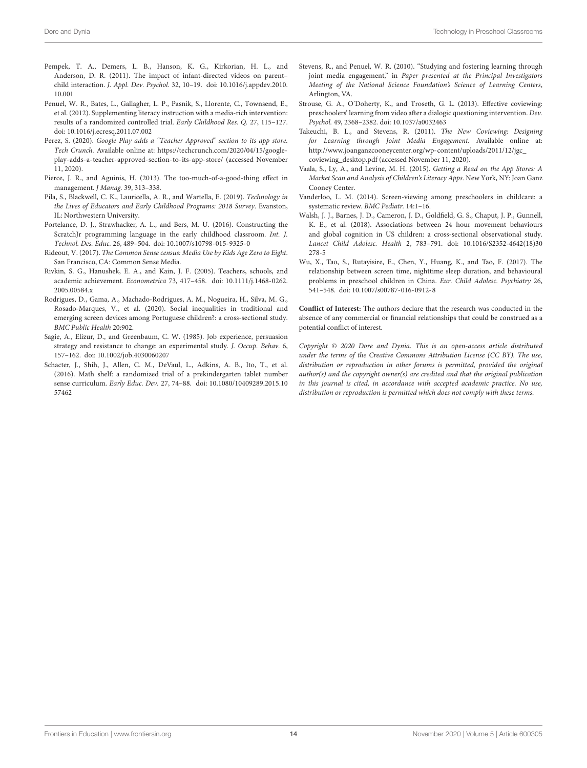Pempek, T. A., Demers, L. B., Hanson, K. G., Kirkorian, H. L., and Anderson, D. R. (2011). The impact of infant-directed videos on parent–child interaction. *J. Appl. Dev. Psychol.* 32, 10–19. doi: 10.1016/j.appdev.2010.10.001

Penuel, W. R., Bates, L., Gallagher, L. P., Pasnik, S., Llorente, C., Townsend, E., et al. (2012). Supplementing literacy instruction with a media-rich intervention: results of a randomized controlled trial. *Early Childhood Res. Q.* 27, 115–127. doi: 10.1016/j.ecresq.2011.07.002

Perez, S. (2020). *Google Play adds a "Teacher Approved" section to its app store. Tech Crunch.* Available online at: https://techcrunch.com/2020/04/15/google-play-adds-a-teacher-approved-section-to-its-app-store/ (accessed November 11, 2020).

Pierce, J. R., and Aguinis, H. (2013). The too-much-of-a-good-thing effect in management. *J Manag.* 39, 313–338.

Pila, S., Blackwell, C. K., Lauricella, A. R., and Wartella, E. (2019). *Technology in the Lives of Educators and Early Childhood Programs: 2018 Survey*. Evanston, IL: Northwestern University.

Portelance, D. J., Strawhacker, A. L., and Bers, M. U. (2016). Constructing the ScratchJr programming language in the early childhood classroom. *Int. J. Technol. Des. Educ.* 26, 489–504. doi: 10.1007/s10798-015-9325-0

Rideout, V. (2017). *The Common Sense census: Media Use by Kids Age Zero to Eight*. San Francisco, CA: Common Sense Media.

Rivkin, S. G., Hanushek, E. A., and Kain, J. F. (2005). Teachers, schools, and academic achievement. *Econometrica* 73, 417–458. doi: 10.1111/j.1468-0262.2005.00584.x

Rodrigues, D., Gama, A., Machado-Rodrigues, A. M., Nogueira, H., Silva, M. G., Rosado-Marques, V., et al. (2020). Social inequalities in traditional and emerging screen devices among Portuguese children?: a cross-sectional study. *BMC Public Health* 20:902.

Sagie, A., Elizur, D., and Greenbaum, C. W. (1985). Job experience, persuasion strategy and resistance to change: an experimental study. *J. Occup. Behav.* 6, 157–162. doi: 10.1002/job.4030060207

Schacter, J., Shih, J., Allen, C. M., DeVaul, L., Adkins, A. B., Ito, T., et al. (2016). Math shelf: a randomized trial of a prekindergarten tablet number sense curriculum. *Early Educ. Dev.* 27, 74–88. doi: 10.1080/10409289.2015.1057462

Stevens, R., and Penuel, W. R. (2010). "Studying and fostering learning through joint media engagement," in *Paper presented at the Principal Investigators Meeting of the National Science Foundation's Science of Learning Centers*, Arlington, VA.

Strouse, G. A., O'Doherty, K., and Troseth, G. L. (2013). Effective coviewing: preschoolers' learning from video after a dialogic questioning intervention. *Dev. Psychol.* 49, 2368–2382. doi: 10.1037/a0032463

Takeuchi, B. L., and Stevens, R. (2011). *The New Coviewing: Designing for Learning through Joint Media Engagement*. Available online at: http://www.joanganzcooneycenter.org/wp-content/uploads/2011/12/jgc_coviewing_desktop.pdf (accessed November 11, 2020).

Vaala, S., Ly, A., and Levine, M. H. (2015). *Getting a Read on the App Stores: A Market Scan and Analysis of Children's Literacy Apps*. New York, NY: Joan Ganz Cooney Center.

Vanderloo, L. M. (2014). Screen-viewing among preschoolers in childcare: a systematic review. *BMC Pediatr.* 14:1–16.

Walsh, J. J., Barnes, J. D., Cameron, J. D., Goldfield, G. S., Chaput, J. P., Gunnell, K. E., et al. (2018). Associations between 24 hour movement behaviours and global cognition in US children: a cross-sectional observational study. *Lancet Child Adolesc. Health* 2, 783–791. doi: 10.1016/S2352-4642(18)30278-5

Wu, X., Tao, S., Rutayisire, E., Chen, Y., Huang, K., and Tao, F. (2017). The relationship between screen time, nighttime sleep duration, and behavioural problems in preschool children in China. *Eur. Child Adolesc. Psychiatry* 26, 541–548. doi: 10.1007/s00787-016-0912-8

**Conflict of Interest:** The authors declare that the research was conducted in the absence of any commercial or financial relationships that could be construed as a potential conflict of interest.

*Copyright © 2020 Dore and Dynia. This is an open-access article distributed under the terms of the Creative Commons Attribution License (CC BY). The use, distribution or reproduction in other forums is permitted, provided the original author(s) and the copyright owner(s) are credited and that the original publication in this journal is cited, in accordance with accepted academic practice. No use, distribution or reproduction is permitted which does not comply with these terms.*